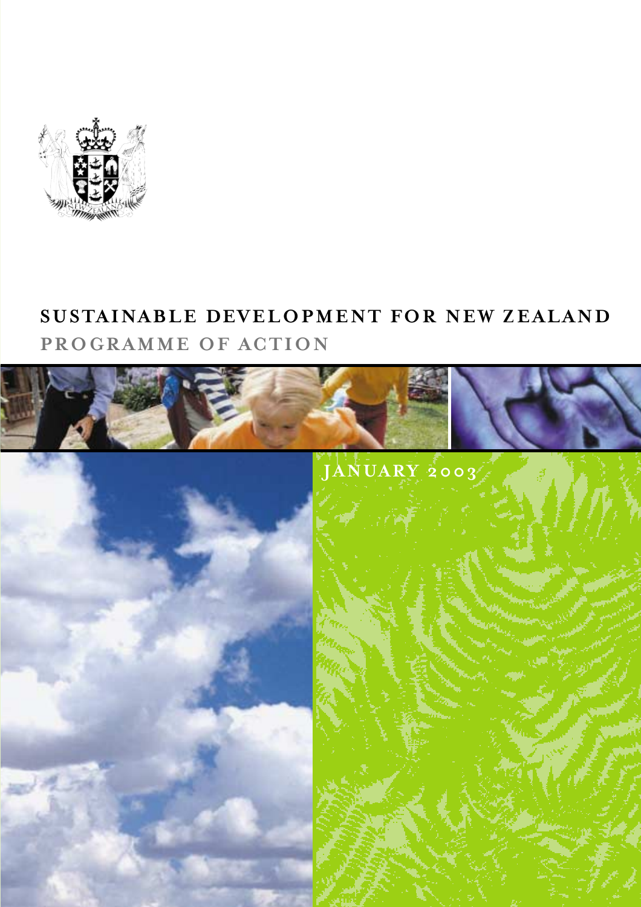# SUSTAINABLE DEVELOPMENT FOR NEW ZEALAND

## PROGRAMME OF ACTION

JANUARY 2003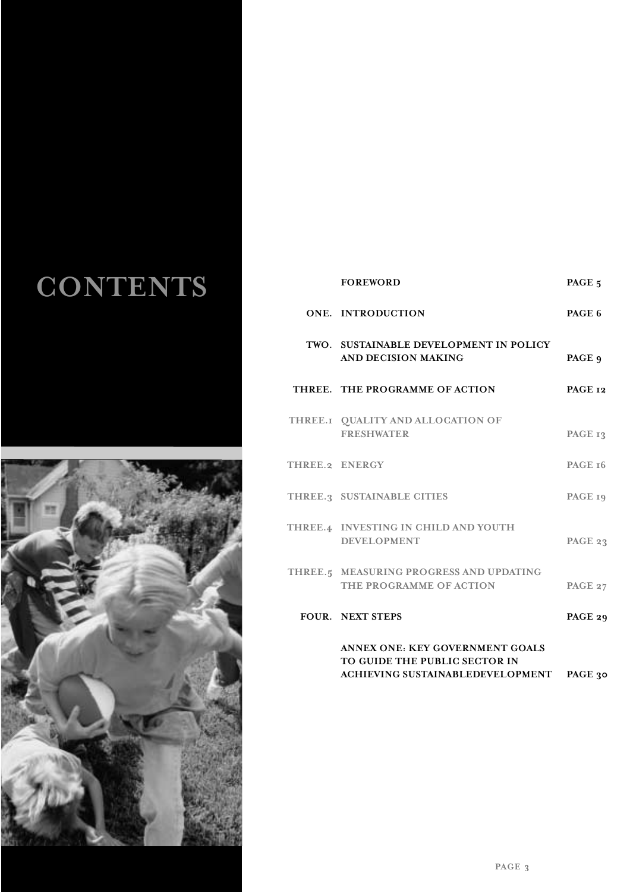# CONTENTS

| | | |
|---|---|---|
| | FOREWORD | PAGE 5 |
| ONE. | INTRODUCTION | PAGE 6 |
| TWO. | SUSTAINABLE DEVELOPMENT IN POLICY AND DECISION MAKING | PAGE 9 |
| THREE. | THE PROGRAMME OF ACTION | PAGE 12 |
| THREE.1 | QUALITY AND ALLOCATION OF FRESHWATER | PAGE 13 |
| THREE.2 | ENERGY | PAGE 16 |
| THREE.3 | SUSTAINABLE CITIES | PAGE 19 |
| THREE.4 | INVESTING IN CHILD AND YOUTH DEVELOPMENT | PAGE 23 |
| THREE.5 | MEASURING PROGRESS AND UPDATING THE PROGRAMME OF ACTION | PAGE 27 |
| FOUR. | NEXT STEPS | PAGE 29 |
| | ANNEX ONE: KEY GOVERNMENT GOALS TO GUIDE THE PUBLIC SECTOR IN ACHIEVING SUSTAINABLEDEVELOPMENT | PAGE 30 |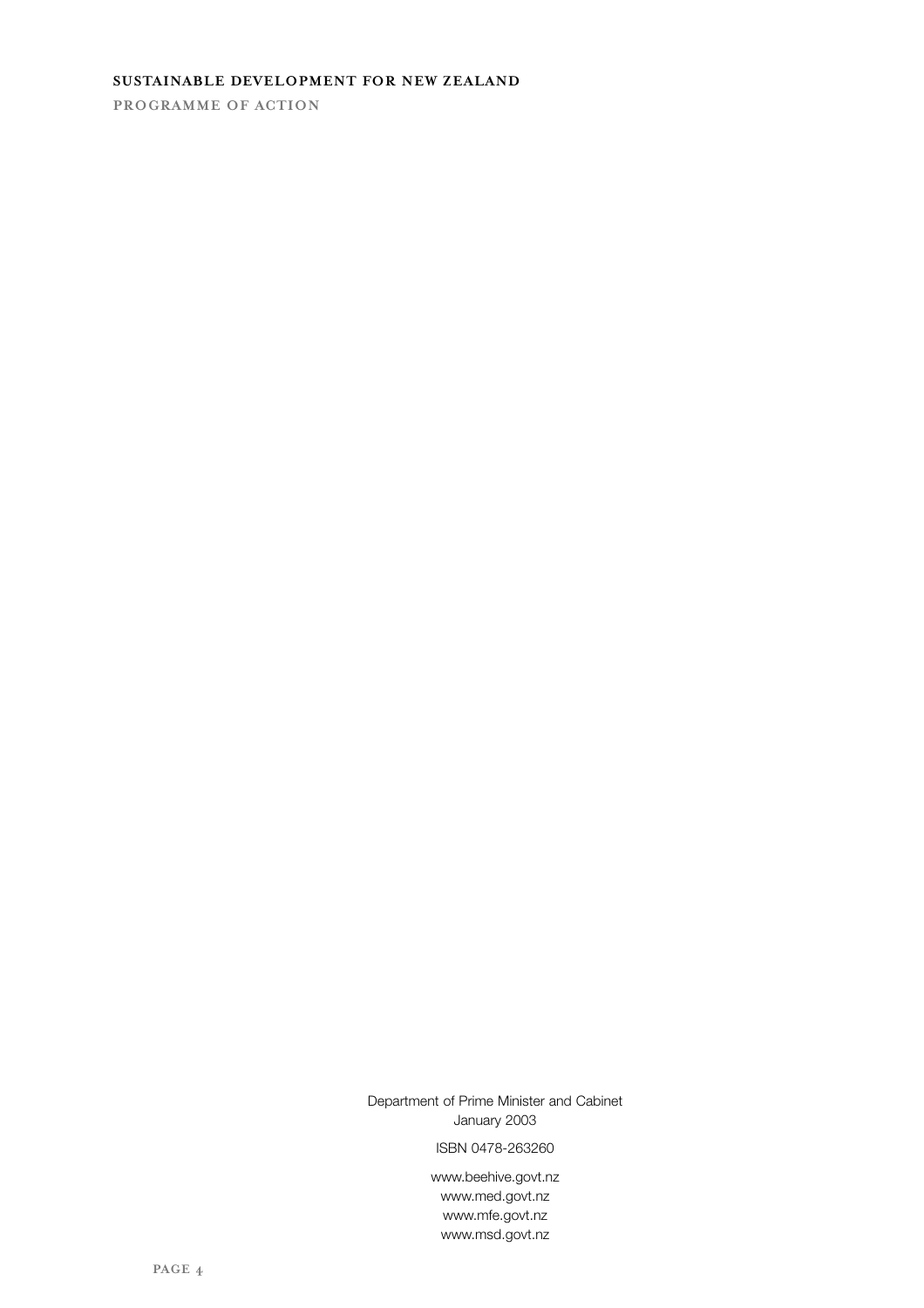Department of Prime Minister and Cabinet
January 2003

ISBN 0478-263260

www.beehive.govt.nz
www.med.govt.nz
www.mfe.govt.nz
www.msd.govt.nz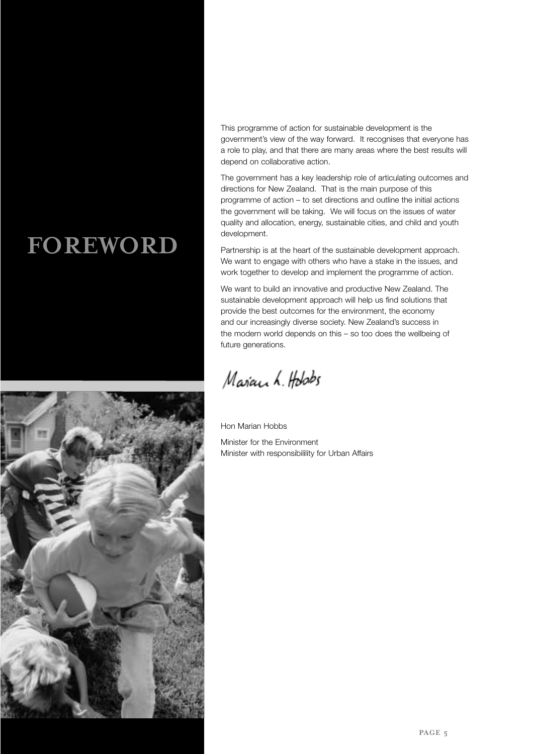# FOREWORD

This programme of action for sustainable development is the government's view of the way forward. It recognises that everyone has a role to play, and that there are many areas where the best results will depend on collaborative action.

The government has a key leadership role of articulating outcomes and directions for New Zealand. That is the main purpose of this programme of action – to set directions and outline the initial actions the government will be taking. We will focus on the issues of water quality and allocation, energy, sustainable cities, and child and youth development.

Partnership is at the heart of the sustainable development approach. We want to engage with others who have a stake in the issues, and work together to develop and implement the programme of action.

We want to build an innovative and productive New Zealand. The sustainable development approach will help us find solutions that provide the best outcomes for the environment, the economy and our increasingly diverse society. New Zealand's success in the modern world depends on this – so too does the wellbeing of future generations.

Marian L. Hobbs

Hon Marian Hobbs

Minister for the Environment
Minister with responsibilility for Urban Affairs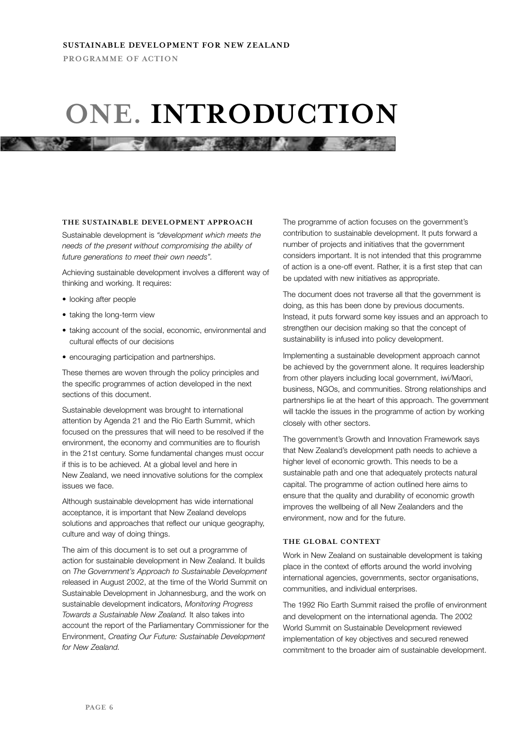# ONE. INTRODUCTION

## THE SUSTAINABLE DEVELOPMENT APPROACH

Sustainable development is *"development which meets the needs of the present without compromising the ability of future generations to meet their own needs"*.

Achieving sustainable development involves a different way of thinking and working. It requires:

- looking after people
- taking the long-term view
- taking account of the social, economic, environmental and cultural effects of our decisions
- encouraging participation and partnerships.

These themes are woven through the policy principles and the specific programmes of action developed in the next sections of this document.

Sustainable development was brought to international attention by Agenda 21 and the Rio Earth Summit, which focused on the pressures that will need to be resolved if the environment, the economy and communities are to flourish in the 21st century. Some fundamental changes must occur if this is to be achieved. At a global level and here in New Zealand, we need innovative solutions for the complex issues we face.

Although sustainable development has wide international acceptance, it is important that New Zealand develops solutions and approaches that reflect our unique geography, culture and way of doing things.

The aim of this document is to set out a programme of action for sustainable development in New Zealand. It builds on *The Government's Approach to Sustainable Development* released in August 2002, at the time of the World Summit on Sustainable Development in Johannesburg, and the work on sustainable development indicators, *Monitoring Progress Towards a Sustainable New Zealand.* It also takes into account the report of the Parliamentary Commissioner for the Environment, *Creating Our Future: Sustainable Development for New Zealand.*

The programme of action focuses on the government's contribution to sustainable development. It puts forward a number of projects and initiatives that the government considers important. It is not intended that this programme of action is a one-off event. Rather, it is a first step that can be updated with new initiatives as appropriate.

The document does not traverse all that the government is doing, as this has been done by previous documents. Instead, it puts forward some key issues and an approach to strengthen our decision making so that the concept of sustainability is infused into policy development.

Implementing a sustainable development approach cannot be achieved by the government alone. It requires leadership from other players including local government, iwi/Maori, business, NGOs, and communities. Strong relationships and partnerships lie at the heart of this approach. The government will tackle the issues in the programme of action by working closely with other sectors.

The government's Growth and Innovation Framework says that New Zealand's development path needs to achieve a higher level of economic growth. This needs to be a sustainable path and one that adequately protects natural capital. The programme of action outlined here aims to ensure that the quality and durability of economic growth improves the wellbeing of all New Zealanders and the environment, now and for the future.

## THE GLOBAL CONTEXT

Work in New Zealand on sustainable development is taking place in the context of efforts around the world involving international agencies, governments, sector organisations, communities, and individual enterprises.

The 1992 Rio Earth Summit raised the profile of environment and development on the international agenda. The 2002 World Summit on Sustainable Development reviewed implementation of key objectives and secured renewed commitment to the broader aim of sustainable development.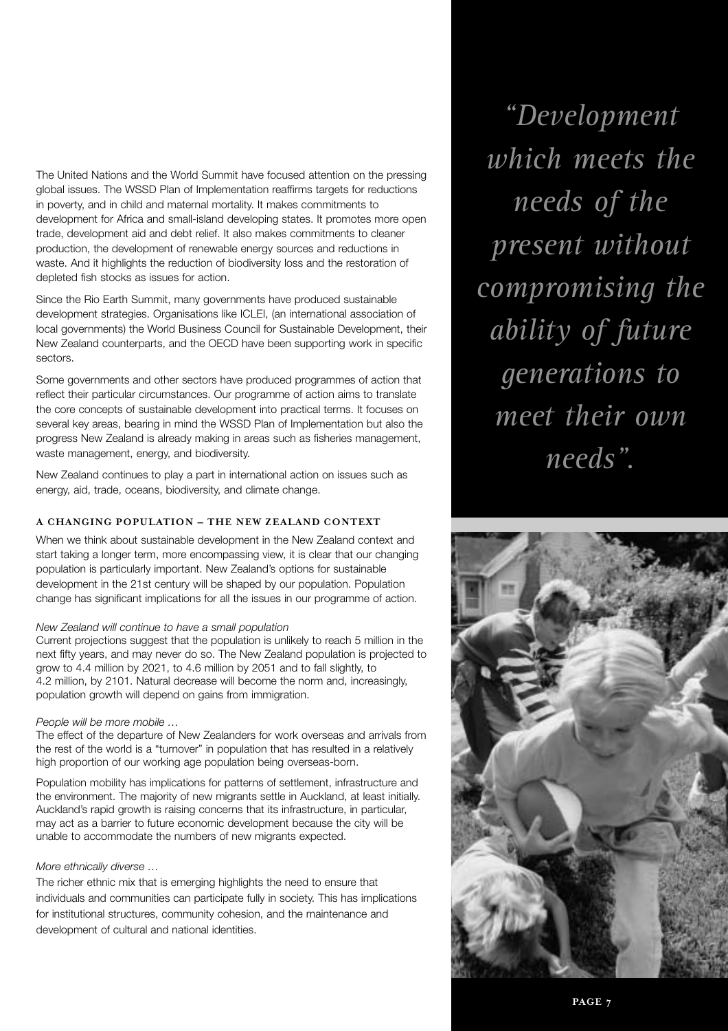The United Nations and the World Summit have focused attention on the pressing global issues. The WSSD Plan of Implementation reaffirms targets for reductions in poverty, and in child and maternal mortality. It makes commitments to development for Africa and small-island developing states. It promotes more open trade, development aid and debt relief. It also makes commitments to cleaner production, the development of renewable energy sources and reductions in waste. And it highlights the reduction of biodiversity loss and the restoration of depleted fish stocks as issues for action.

Since the Rio Earth Summit, many governments have produced sustainable development strategies. Organisations like ICLEI, (an international association of local governments) the World Business Council for Sustainable Development, their New Zealand counterparts, and the OECD have been supporting work in specific sectors.

Some governments and other sectors have produced programmes of action that reflect their particular circumstances. Our programme of action aims to translate the core concepts of sustainable development into practical terms. It focuses on several key areas, bearing in mind the WSSD Plan of Implementation but also the progress New Zealand is already making in areas such as fisheries management, waste management, energy, and biodiversity.

New Zealand continues to play a part in international action on issues such as energy, aid, trade, oceans, biodiversity, and climate change.

*"Development which meets the needs of the present without compromising the ability of future generations to meet their own needs".*

### A CHANGING POPULATION – THE NEW ZEALAND CONTEXT

When we think about sustainable development in the New Zealand context and start taking a longer term, more encompassing view, it is clear that our changing population is particularly important. New Zealand's options for sustainable development in the 21st century will be shaped by our population. Population change has significant implications for all the issues in our programme of action.

*New Zealand will continue to have a small population*

Current projections suggest that the population is unlikely to reach 5 million in the next fifty years, and may never do so. The New Zealand population is projected to grow to 4.4 million by 2021, to 4.6 million by 2051 and to fall slightly, to 4.2 million, by 2101. Natural decrease will become the norm and, increasingly, population growth will depend on gains from immigration.

*People will be more mobile …*

The effect of the departure of New Zealanders for work overseas and arrivals from the rest of the world is a "turnover" in population that has resulted in a relatively high proportion of our working age population being overseas-born.

Population mobility has implications for patterns of settlement, infrastructure and the environment. The majority of new migrants settle in Auckland, at least initially. Auckland's rapid growth is raising concerns that its infrastructure, in particular, may act as a barrier to future economic development because the city will be unable to accommodate the numbers of new migrants expected.

*More ethnically diverse …*

The richer ethnic mix that is emerging highlights the need to ensure that individuals and communities can participate fully in society. This has implications for institutional structures, community cohesion, and the maintenance and development of cultural and national identities.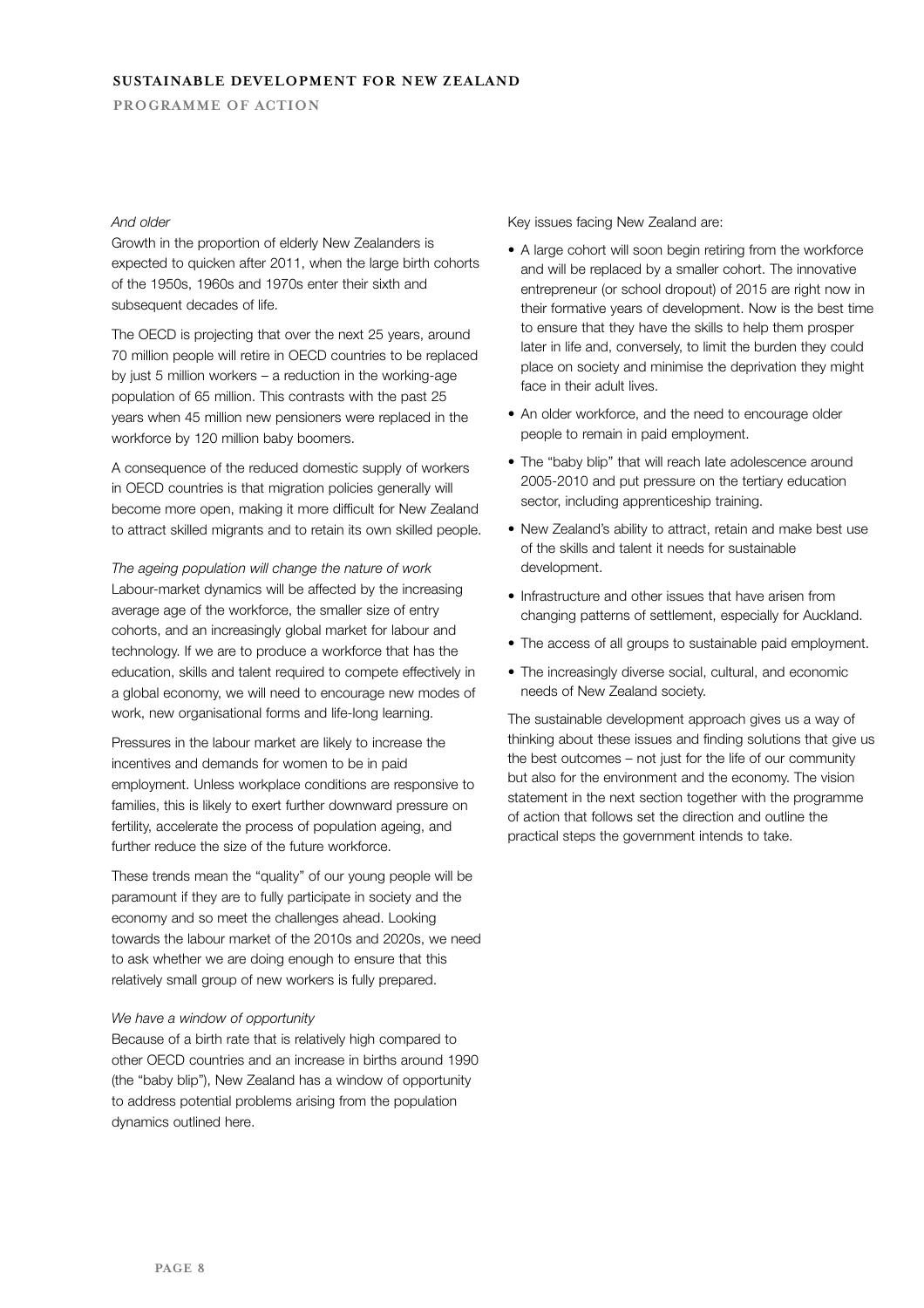*And older*

Growth in the proportion of elderly New Zealanders is expected to quicken after 2011, when the large birth cohorts of the 1950s, 1960s and 1970s enter their sixth and subsequent decades of life.

The OECD is projecting that over the next 25 years, around 70 million people will retire in OECD countries to be replaced by just 5 million workers – a reduction in the working-age population of 65 million. This contrasts with the past 25 years when 45 million new pensioners were replaced in the workforce by 120 million baby boomers.

A consequence of the reduced domestic supply of workers in OECD countries is that migration policies generally will become more open, making it more difficult for New Zealand to attract skilled migrants and to retain its own skilled people.

*The ageing population will change the nature of work*

Labour-market dynamics will be affected by the increasing average age of the workforce, the smaller size of entry cohorts, and an increasingly global market for labour and technology. If we are to produce a workforce that has the education, skills and talent required to compete effectively in a global economy, we will need to encourage new modes of work, new organisational forms and life-long learning.

Pressures in the labour market are likely to increase the incentives and demands for women to be in paid employment. Unless workplace conditions are responsive to families, this is likely to exert further downward pressure on fertility, accelerate the process of population ageing, and further reduce the size of the future workforce.

These trends mean the "quality" of our young people will be paramount if they are to fully participate in society and the economy and so meet the challenges ahead. Looking towards the labour market of the 2010s and 2020s, we need to ask whether we are doing enough to ensure that this relatively small group of new workers is fully prepared.

*We have a window of opportunity*

Because of a birth rate that is relatively high compared to other OECD countries and an increase in births around 1990 (the "baby blip"), New Zealand has a window of opportunity to address potential problems arising from the population dynamics outlined here.

Key issues facing New Zealand are:

- A large cohort will soon begin retiring from the workforce and will be replaced by a smaller cohort. The innovative entrepreneur (or school dropout) of 2015 are right now in their formative years of development. Now is the best time to ensure that they have the skills to help them prosper later in life and, conversely, to limit the burden they could place on society and minimise the deprivation they might face in their adult lives.
- An older workforce, and the need to encourage older people to remain in paid employment.
- The "baby blip" that will reach late adolescence around 2005-2010 and put pressure on the tertiary education sector, including apprenticeship training.
- New Zealand's ability to attract, retain and make best use of the skills and talent it needs for sustainable development.
- Infrastructure and other issues that have arisen from changing patterns of settlement, especially for Auckland.
- The access of all groups to sustainable paid employment.
- The increasingly diverse social, cultural, and economic needs of New Zealand society.

The sustainable development approach gives us a way of thinking about these issues and finding solutions that give us the best outcomes – not just for the life of our community but also for the environment and the economy. The vision statement in the next section together with the programme of action that follows set the direction and outline the practical steps the government intends to take.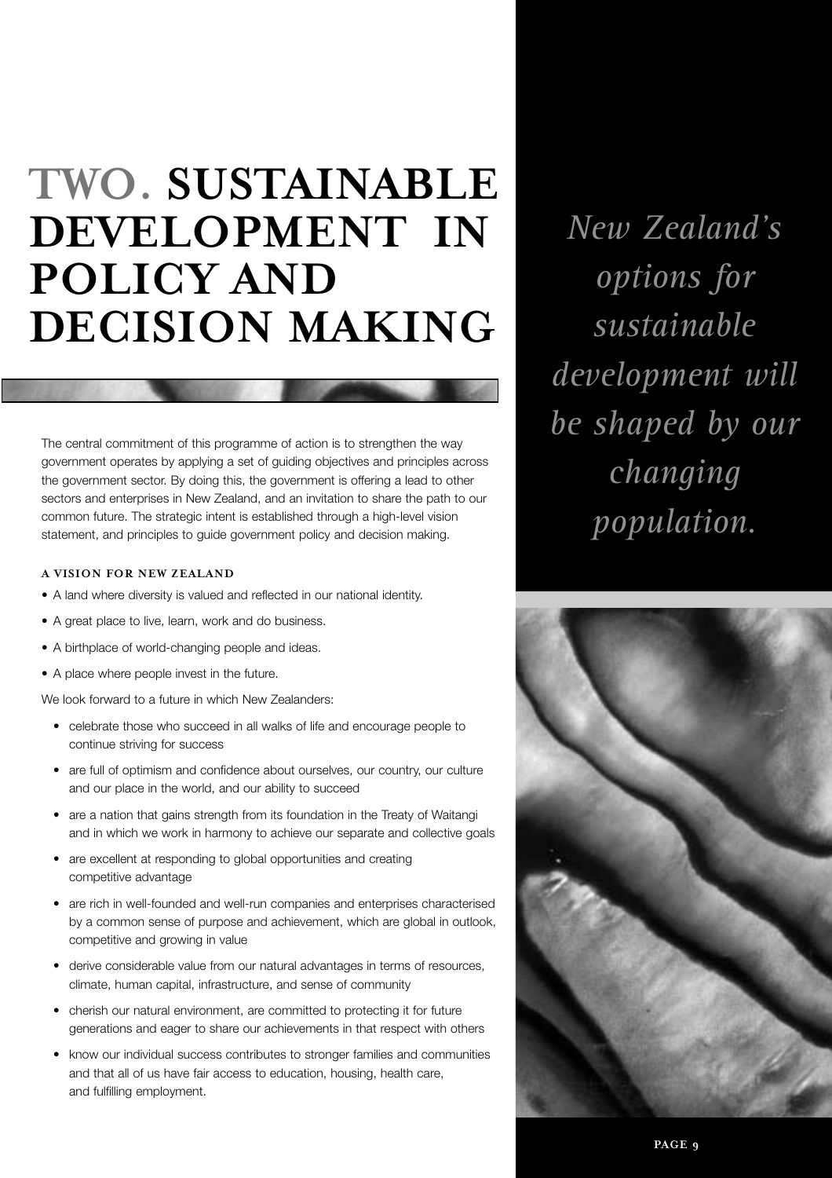# TWO. SUSTAINABLE DEVELOPMENT IN POLICY AND DECISION MAKING

*New Zealand's options for sustainable development will be shaped by our changing population.*

The central commitment of this programme of action is to strengthen the way government operates by applying a set of guiding objectives and principles across the government sector. By doing this, the government is offering a lead to other sectors and enterprises in New Zealand, and an invitation to share the path to our common future. The strategic intent is established through a high-level vision statement, and principles to guide government policy and decision making.

### A VISION FOR NEW ZEALAND

- A land where diversity is valued and reflected in our national identity.
- A great place to live, learn, work and do business.
- A birthplace of world-changing people and ideas.
- A place where people invest in the future.

We look forward to a future in which New Zealanders:

- celebrate those who succeed in all walks of life and encourage people to continue striving for success
- are full of optimism and confidence about ourselves, our country, our culture and our place in the world, and our ability to succeed
- are a nation that gains strength from its foundation in the Treaty of Waitangi and in which we work in harmony to achieve our separate and collective goals
- are excellent at responding to global opportunities and creating competitive advantage
- are rich in well-founded and well-run companies and enterprises characterised by a common sense of purpose and achievement, which are global in outlook, competitive and growing in value
- derive considerable value from our natural advantages in terms of resources, climate, human capital, infrastructure, and sense of community
- cherish our natural environment, are committed to protecting it for future generations and eager to share our achievements in that respect with others
- know our individual success contributes to stronger families and communities and that all of us have fair access to education, housing, health care, and fulfilling employment.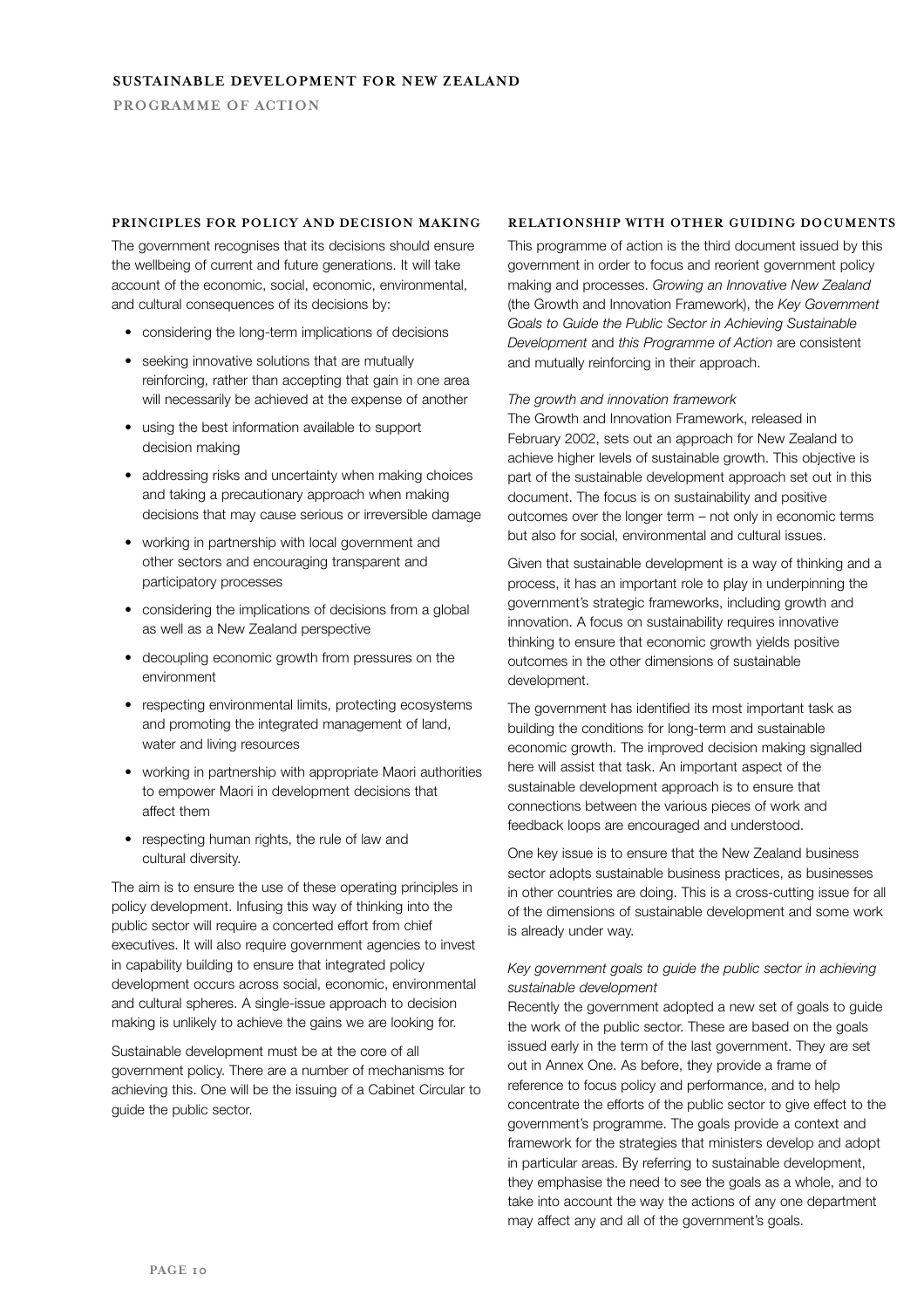## PRINCIPLES FOR POLICY AND DECISION MAKING

The government recognises that its decisions should ensure the wellbeing of current and future generations. It will take account of the economic, social, economic, environmental, and cultural consequences of its decisions by:

- considering the long-term implications of decisions
- seeking innovative solutions that are mutually reinforcing, rather than accepting that gain in one area will necessarily be achieved at the expense of another
- using the best information available to support decision making
- addressing risks and uncertainty when making choices and taking a precautionary approach when making decisions that may cause serious or irreversible damage
- working in partnership with local government and other sectors and encouraging transparent and participatory processes
- considering the implications of decisions from a global as well as a New Zealand perspective
- decoupling economic growth from pressures on the environment
- respecting environmental limits, protecting ecosystems and promoting the integrated management of land, water and living resources
- working in partnership with appropriate Maori authorities to empower Maori in development decisions that affect them
- respecting human rights, the rule of law and cultural diversity.

The aim is to ensure the use of these operating principles in policy development. Infusing this way of thinking into the public sector will require a concerted effort from chief executives. It will also require government agencies to invest in capability building to ensure that integrated policy development occurs across social, economic, environmental and cultural spheres. A single-issue approach to decision making is unlikely to achieve the gains we are looking for.

Sustainable development must be at the core of all government policy. There are a number of mechanisms for achieving this. One will be the issuing of a Cabinet Circular to guide the public sector.

## RELATIONSHIP WITH OTHER GUIDING DOCUMENTS

This programme of action is the third document issued by this government in order to focus and reorient government policy making and processes. *Growing an Innovative New Zealand* (the Growth and Innovation Framework), the *Key Government Goals to Guide the Public Sector in Achieving Sustainable Development* and *this Programme of Action* are consistent and mutually reinforcing in their approach.

### *The growth and innovation framework*

The Growth and Innovation Framework, released in February 2002, sets out an approach for New Zealand to achieve higher levels of sustainable growth. This objective is part of the sustainable development approach set out in this document. The focus is on sustainability and positive outcomes over the longer term – not only in economic terms but also for social, environmental and cultural issues.

Given that sustainable development is a way of thinking and a process, it has an important role to play in underpinning the government's strategic frameworks, including growth and innovation. A focus on sustainability requires innovative thinking to ensure that economic growth yields positive outcomes in the other dimensions of sustainable development.

The government has identified its most important task as building the conditions for long-term and sustainable economic growth. The improved decision making signalled here will assist that task. An important aspect of the sustainable development approach is to ensure that connections between the various pieces of work and feedback loops are encouraged and understood.

One key issue is to ensure that the New Zealand business sector adopts sustainable business practices, as businesses in other countries are doing. This is a cross-cutting issue for all of the dimensions of sustainable development and some work is already under way.

### *Key government goals to guide the public sector in achieving sustainable development*

Recently the government adopted a new set of goals to guide the work of the public sector. These are based on the goals issued early in the term of the last government. They are set out in Annex One. As before, they provide a frame of reference to focus policy and performance, and to help concentrate the efforts of the public sector to give effect to the government's programme. The goals provide a context and framework for the strategies that ministers develop and adopt in particular areas. By referring to sustainable development, they emphasise the need to see the goals as a whole, and to take into account the way the actions of any one department may affect any and all of the government's goals.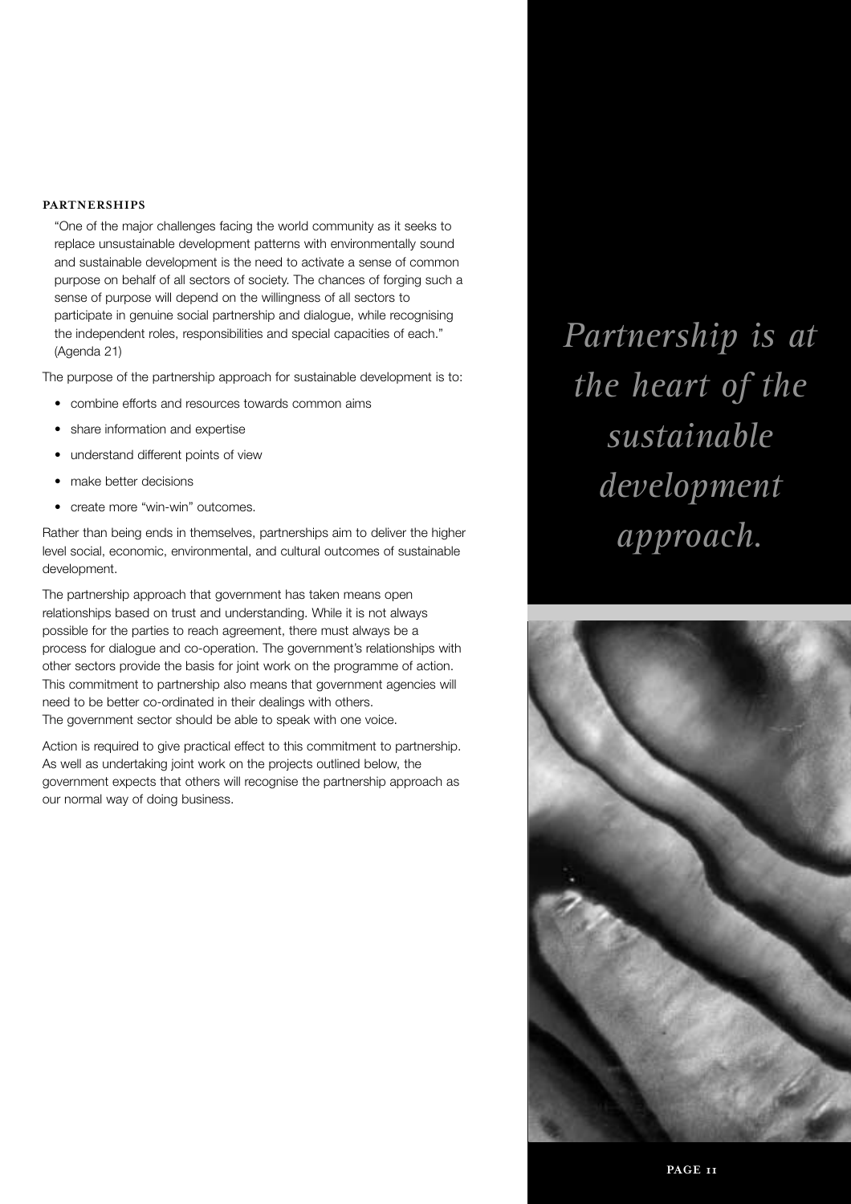## PARTNERSHIPS

"One of the major challenges facing the world community as it seeks to replace unsustainable development patterns with environmentally sound and sustainable development is the need to activate a sense of common purpose on behalf of all sectors of society. The chances of forging such a sense of purpose will depend on the willingness of all sectors to participate in genuine social partnership and dialogue, while recognising the independent roles, responsibilities and special capacities of each." (Agenda 21)

The purpose of the partnership approach for sustainable development is to:

- combine efforts and resources towards common aims
- share information and expertise
- understand different points of view
- make better decisions
- create more "win-win" outcomes.

Rather than being ends in themselves, partnerships aim to deliver the higher level social, economic, environmental, and cultural outcomes of sustainable development.

The partnership approach that government has taken means open relationships based on trust and understanding. While it is not always possible for the parties to reach agreement, there must always be a process for dialogue and co-operation. The government's relationships with other sectors provide the basis for joint work on the programme of action. This commitment to partnership also means that government agencies will need to be better co-ordinated in their dealings with others. The government sector should be able to speak with one voice.

Action is required to give practical effect to this commitment to partnership. As well as undertaking joint work on the projects outlined below, the government expects that others will recognise the partnership approach as our normal way of doing business.

*Partnership is at the heart of the sustainable development approach.*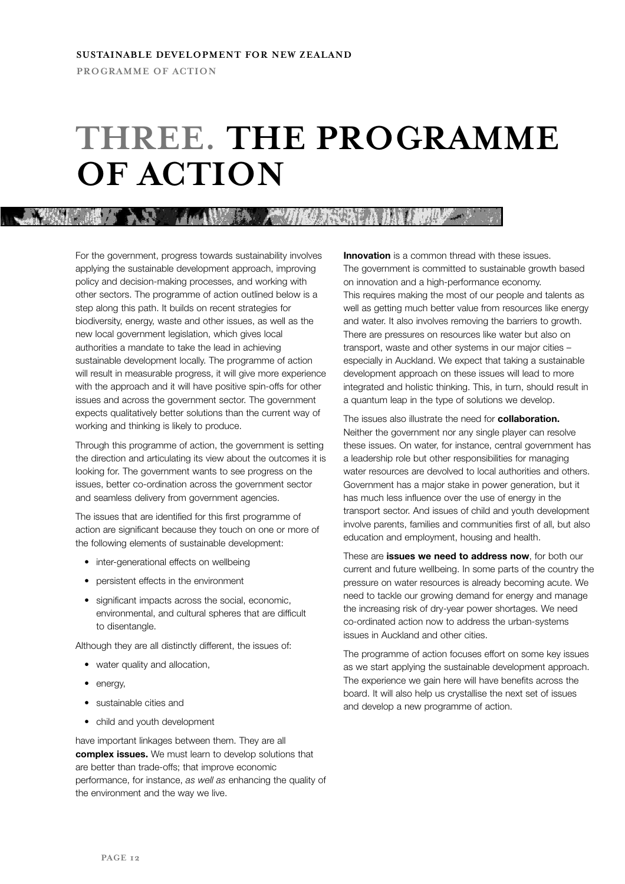# THREE. THE PROGRAMME OF ACTION

For the government, progress towards sustainability involves applying the sustainable development approach, improving policy and decision-making processes, and working with other sectors. The programme of action outlined below is a step along this path. It builds on recent strategies for biodiversity, energy, waste and other issues, as well as the new local government legislation, which gives local authorities a mandate to take the lead in achieving sustainable development locally. The programme of action will result in measurable progress, it will give more experience with the approach and it will have positive spin-offs for other issues and across the government sector. The government expects qualitatively better solutions than the current way of working and thinking is likely to produce.

Through this programme of action, the government is setting the direction and articulating its view about the outcomes it is looking for. The government wants to see progress on the issues, better co-ordination across the government sector and seamless delivery from government agencies.

The issues that are identified for this first programme of action are significant because they touch on one or more of the following elements of sustainable development:

- inter-generational effects on wellbeing
- persistent effects in the environment
- significant impacts across the social, economic, environmental, and cultural spheres that are difficult to disentangle.

Although they are all distinctly different, the issues of:

- water quality and allocation,
- energy,
- sustainable cities and
- child and youth development

have important linkages between them. They are all **complex issues.** We must learn to develop solutions that are better than trade-offs; that improve economic performance, for instance, *as well as* enhancing the quality of the environment and the way we live.

**Innovation** is a common thread with these issues. The government is committed to sustainable growth based on innovation and a high-performance economy. This requires making the most of our people and talents as well as getting much better value from resources like energy and water. It also involves removing the barriers to growth. There are pressures on resources like water but also on transport, waste and other systems in our major cities – especially in Auckland. We expect that taking a sustainable development approach on these issues will lead to more integrated and holistic thinking. This, in turn, should result in a quantum leap in the type of solutions we develop.

The issues also illustrate the need for **collaboration.** Neither the government nor any single player can resolve these issues. On water, for instance, central government has a leadership role but other responsibilities for managing water resources are devolved to local authorities and others. Government has a major stake in power generation, but it has much less influence over the use of energy in the transport sector. And issues of child and youth development involve parents, families and communities first of all, but also education and employment, housing and health.

These are **issues we need to address now**, for both our current and future wellbeing. In some parts of the country the pressure on water resources is already becoming acute. We need to tackle our growing demand for energy and manage the increasing risk of dry-year power shortages. We need co-ordinated action now to address the urban-systems issues in Auckland and other cities.

The programme of action focuses effort on some key issues as we start applying the sustainable development approach. The experience we gain here will have benefits across the board. It will also help us crystallise the next set of issues and develop a new programme of action.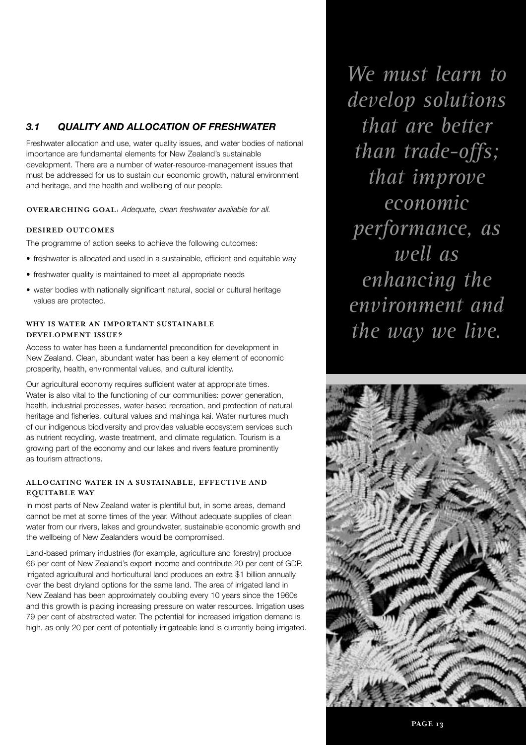## 3.1 QUALITY AND ALLOCATION OF FRESHWATER

Freshwater allocation and use, water quality issues, and water bodies of national importance are fundamental elements for New Zealand's sustainable development. There are a number of water-resource-management issues that must be addressed for us to sustain our economic growth, natural environment and heritage, and the health and wellbeing of our people.

**OVERARCHING GOAL:** *Adequate, clean freshwater available for all.*

#### DESIRED OUTCOMES

The programme of action seeks to achieve the following outcomes:

- freshwater is allocated and used in a sustainable, efficient and equitable way
- freshwater quality is maintained to meet all appropriate needs
- water bodies with nationally significant natural, social or cultural heritage values are protected.

#### WHY IS WATER AN IMPORTANT SUSTAINABLE DEVELOPMENT ISSUE?

Access to water has been a fundamental precondition for development in New Zealand. Clean, abundant water has been a key element of economic prosperity, health, environmental values, and cultural identity.

Our agricultural economy requires sufficient water at appropriate times. Water is also vital to the functioning of our communities: power generation, health, industrial processes, water-based recreation, and protection of natural heritage and fisheries, cultural values and mahinga kai. Water nurtures much of our indigenous biodiversity and provides valuable ecosystem services such as nutrient recycling, waste treatment, and climate regulation. Tourism is a growing part of the economy and our lakes and rivers feature prominently as tourism attractions.

#### ALLOCATING WATER IN A SUSTAINABLE, EFFECTIVE AND EQUITABLE WAY

In most parts of New Zealand water is plentiful but, in some areas, demand cannot be met at some times of the year. Without adequate supplies of clean water from our rivers, lakes and groundwater, sustainable economic growth and the wellbeing of New Zealanders would be compromised.

Land-based primary industries (for example, agriculture and forestry) produce 66 per cent of New Zealand's export income and contribute 20 per cent of GDP. Irrigated agricultural and horticultural land produces an extra $1 billion annually over the best dryland options for the same land. The area of irrigated land in New Zealand has been approximately doubling every 10 years since the 1960s and this growth is placing increasing pressure on water resources. Irrigation uses 79 per cent of abstracted water. The potential for increased irrigation demand is high, as only 20 per cent of potentially irrigateable land is currently being irrigated.

*We must learn to develop solutions that are better than trade-offs; that improve economic performance, as well as enhancing the environment and the way we live.*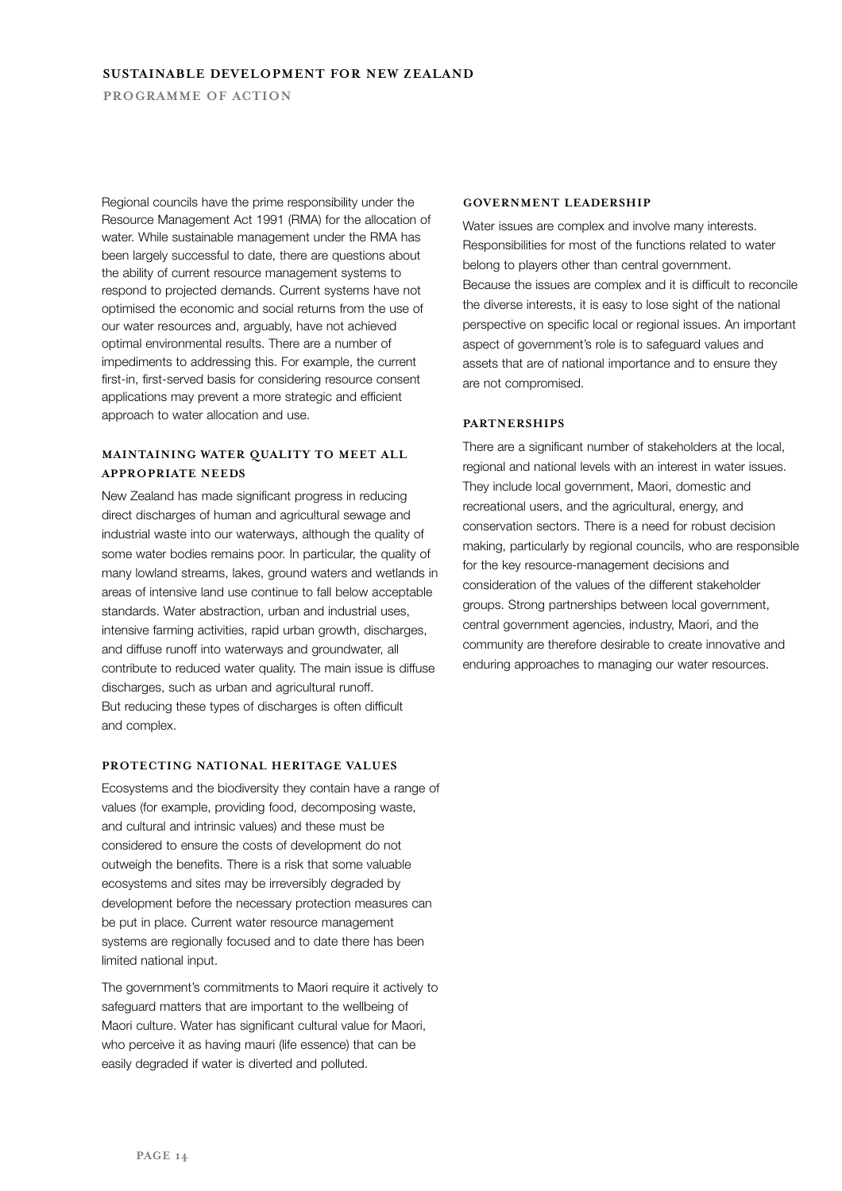Regional councils have the prime responsibility under the Resource Management Act 1991 (RMA) for the allocation of water. While sustainable management under the RMA has been largely successful to date, there are questions about the ability of current resource management systems to respond to projected demands. Current systems have not optimised the economic and social returns from the use of our water resources and, arguably, have not achieved optimal environmental results. There are a number of impediments to addressing this. For example, the current first-in, first-served basis for considering resource consent applications may prevent a more strategic and efficient approach to water allocation and use.

### MAINTAINING WATER QUALITY TO MEET ALL APPROPRIATE NEEDS

New Zealand has made significant progress in reducing direct discharges of human and agricultural sewage and industrial waste into our waterways, although the quality of some water bodies remains poor. In particular, the quality of many lowland streams, lakes, ground waters and wetlands in areas of intensive land use continue to fall below acceptable standards. Water abstraction, urban and industrial uses, intensive farming activities, rapid urban growth, discharges, and diffuse runoff into waterways and groundwater, all contribute to reduced water quality. The main issue is diffuse discharges, such as urban and agricultural runoff. But reducing these types of discharges is often difficult and complex.

### PROTECTING NATIONAL HERITAGE VALUES

Ecosystems and the biodiversity they contain have a range of values (for example, providing food, decomposing waste, and cultural and intrinsic values) and these must be considered to ensure the costs of development do not outweigh the benefits. There is a risk that some valuable ecosystems and sites may be irreversibly degraded by development before the necessary protection measures can be put in place. Current water resource management systems are regionally focused and to date there has been limited national input.

The government's commitments to Maori require it actively to safeguard matters that are important to the wellbeing of Maori culture. Water has significant cultural value for Maori, who perceive it as having mauri (life essence) that can be easily degraded if water is diverted and polluted.

### GOVERNMENT LEADERSHIP

Water issues are complex and involve many interests. Responsibilities for most of the functions related to water belong to players other than central government. Because the issues are complex and it is difficult to reconcile the diverse interests, it is easy to lose sight of the national perspective on specific local or regional issues. An important aspect of government's role is to safeguard values and assets that are of national importance and to ensure they are not compromised.

### PARTNERSHIPS

There are a significant number of stakeholders at the local, regional and national levels with an interest in water issues. They include local government, Maori, domestic and recreational users, and the agricultural, energy, and conservation sectors. There is a need for robust decision making, particularly by regional councils, who are responsible for the key resource-management decisions and consideration of the values of the different stakeholder groups. Strong partnerships between local government, central government agencies, industry, Maori, and the community are therefore desirable to create innovative and enduring approaches to managing our water resources.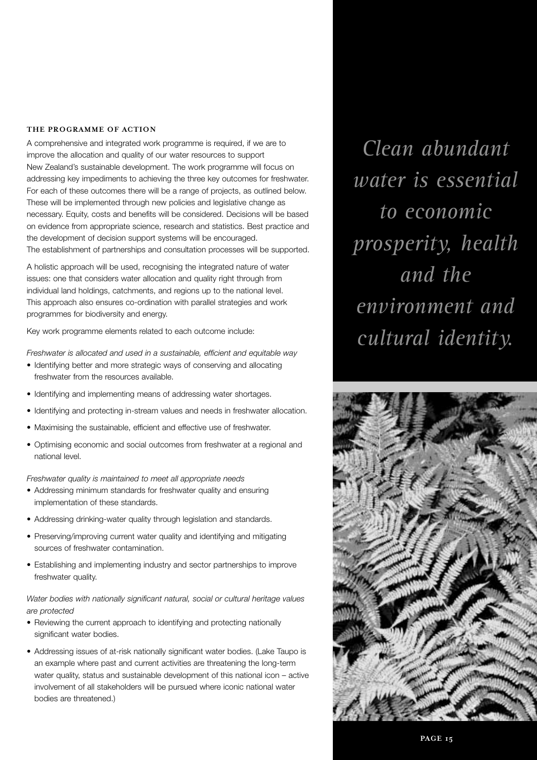## THE PROGRAMME OF ACTION

A comprehensive and integrated work programme is required, if we are to improve the allocation and quality of our water resources to support New Zealand's sustainable development. The work programme will focus on addressing key impediments to achieving the three key outcomes for freshwater. For each of these outcomes there will be a range of projects, as outlined below. These will be implemented through new policies and legislative change as necessary. Equity, costs and benefits will be considered. Decisions will be based on evidence from appropriate science, research and statistics. Best practice and the development of decision support systems will be encouraged. The establishment of partnerships and consultation processes will be supported.

A holistic approach will be used, recognising the integrated nature of water issues: one that considers water allocation and quality right through from individual land holdings, catchments, and regions up to the national level. This approach also ensures co-ordination with parallel strategies and work programmes for biodiversity and energy.

Key work programme elements related to each outcome include:

*Freshwater is allocated and used in a sustainable, efficient and equitable way*

- Identifying better and more strategic ways of conserving and allocating freshwater from the resources available.
- Identifying and implementing means of addressing water shortages.
- Identifying and protecting in-stream values and needs in freshwater allocation.
- Maximising the sustainable, efficient and effective use of freshwater.
- Optimising economic and social outcomes from freshwater at a regional and national level.

*Freshwater quality is maintained to meet all appropriate needs*

- Addressing minimum standards for freshwater quality and ensuring implementation of these standards.
- Addressing drinking-water quality through legislation and standards.
- Preserving/improving current water quality and identifying and mitigating sources of freshwater contamination.
- Establishing and implementing industry and sector partnerships to improve freshwater quality.

*Water bodies with nationally significant natural, social or cultural heritage values are protected*

- Reviewing the current approach to identifying and protecting nationally significant water bodies.
- Addressing issues of at-risk nationally significant water bodies. (Lake Taupo is an example where past and current activities are threatening the long-term water quality, status and sustainable development of this national icon – active involvement of all stakeholders will be pursued where iconic national water bodies are threatened.)

*Clean abundant water is essential to economic prosperity, health and the environment and cultural identity.*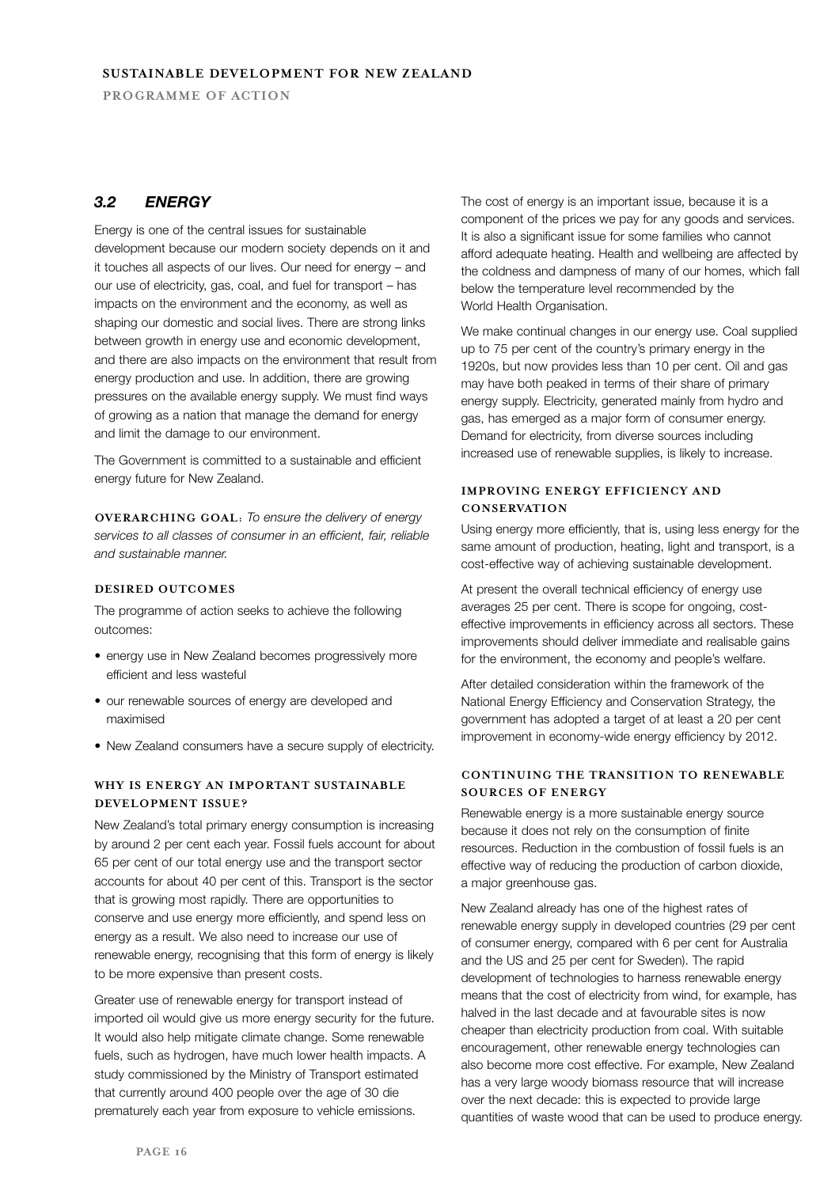## 3.2 ENERGY

Energy is one of the central issues for sustainable development because our modern society depends on it and it touches all aspects of our lives. Our need for energy – and our use of electricity, gas, coal, and fuel for transport – has impacts on the environment and the economy, as well as shaping our domestic and social lives. There are strong links between growth in energy use and economic development, and there are also impacts on the environment that result from energy production and use. In addition, there are growing pressures on the available energy supply. We must find ways of growing as a nation that manage the demand for energy and limit the damage to our environment.

The Government is committed to a sustainable and efficient energy future for New Zealand.

**OVERARCHING GOAL**: *To ensure the delivery of energy services to all classes of consumer in an efficient, fair, reliable and sustainable manner.*

### DESIRED OUTCOMES

The programme of action seeks to achieve the following outcomes:

- energy use in New Zealand becomes progressively more efficient and less wasteful
- our renewable sources of energy are developed and maximised
- New Zealand consumers have a secure supply of electricity.

### WHY IS ENERGY AN IMPORTANT SUSTAINABLE DEVELOPMENT ISSUE?

New Zealand's total primary energy consumption is increasing by around 2 per cent each year. Fossil fuels account for about 65 per cent of our total energy use and the transport sector accounts for about 40 per cent of this. Transport is the sector that is growing most rapidly. There are opportunities to conserve and use energy more efficiently, and spend less on energy as a result. We also need to increase our use of renewable energy, recognising that this form of energy is likely to be more expensive than present costs.

Greater use of renewable energy for transport instead of imported oil would give us more energy security for the future. It would also help mitigate climate change. Some renewable fuels, such as hydrogen, have much lower health impacts. A study commissioned by the Ministry of Transport estimated that currently around 400 people over the age of 30 die prematurely each year from exposure to vehicle emissions.

The cost of energy is an important issue, because it is a component of the prices we pay for any goods and services. It is also a significant issue for some families who cannot afford adequate heating. Health and wellbeing are affected by the coldness and dampness of many of our homes, which fall below the temperature level recommended by the World Health Organisation.

We make continual changes in our energy use. Coal supplied up to 75 per cent of the country's primary energy in the 1920s, but now provides less than 10 per cent. Oil and gas may have both peaked in terms of their share of primary energy supply. Electricity, generated mainly from hydro and gas, has emerged as a major form of consumer energy. Demand for electricity, from diverse sources including increased use of renewable supplies, is likely to increase.

### IMPROVING ENERGY EFFICIENCY AND CONSERVATION

Using energy more efficiently, that is, using less energy for the same amount of production, heating, light and transport, is a cost-effective way of achieving sustainable development.

At present the overall technical efficiency of energy use averages 25 per cent. There is scope for ongoing, cost-effective improvements in efficiency across all sectors. These improvements should deliver immediate and realisable gains for the environment, the economy and people's welfare.

After detailed consideration within the framework of the National Energy Efficiency and Conservation Strategy, the government has adopted a target of at least a 20 per cent improvement in economy-wide energy efficiency by 2012.

### CONTINUING THE TRANSITION TO RENEWABLE SOURCES OF ENERGY

Renewable energy is a more sustainable energy source because it does not rely on the consumption of finite resources. Reduction in the combustion of fossil fuels is an effective way of reducing the production of carbon dioxide, a major greenhouse gas.

New Zealand already has one of the highest rates of renewable energy supply in developed countries (29 per cent of consumer energy, compared with 6 per cent for Australia and the US and 25 per cent for Sweden). The rapid development of technologies to harness renewable energy means that the cost of electricity from wind, for example, has halved in the last decade and at favourable sites is now cheaper than electricity production from coal. With suitable encouragement, other renewable energy technologies can also become more cost effective. For example, New Zealand has a very large woody biomass resource that will increase over the next decade: this is expected to provide large quantities of waste wood that can be used to produce energy.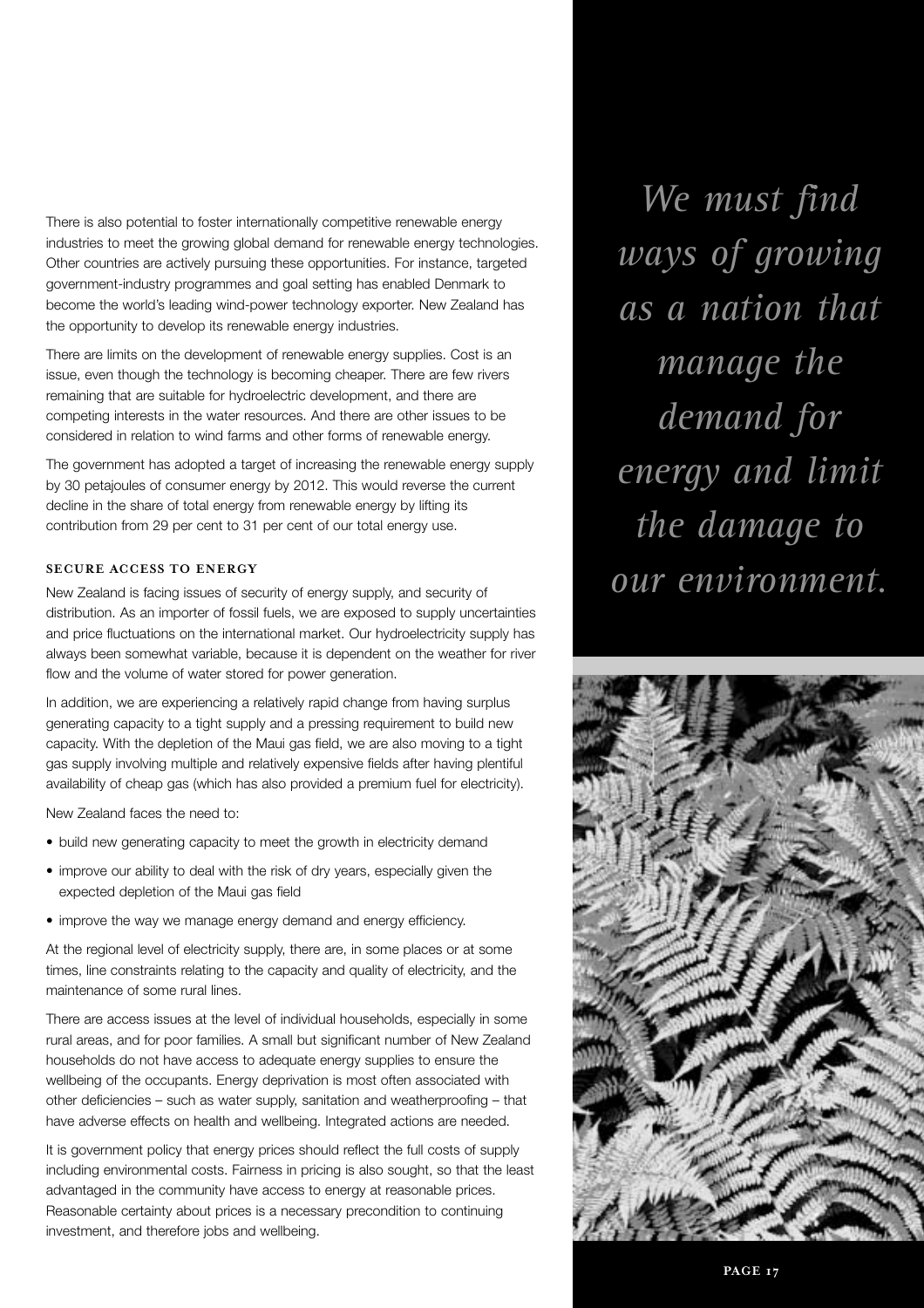There is also potential to foster internationally competitive renewable energy industries to meet the growing global demand for renewable energy technologies. Other countries are actively pursuing these opportunities. For instance, targeted government-industry programmes and goal setting has enabled Denmark to become the world's leading wind-power technology exporter. New Zealand has the opportunity to develop its renewable energy industries.

There are limits on the development of renewable energy supplies. Cost is an issue, even though the technology is becoming cheaper. There are few rivers remaining that are suitable for hydroelectric development, and there are competing interests in the water resources. And there are other issues to be considered in relation to wind farms and other forms of renewable energy.

The government has adopted a target of increasing the renewable energy supply by 30 petajoules of consumer energy by 2012. This would reverse the current decline in the share of total energy from renewable energy by lifting its contribution from 29 per cent to 31 per cent of our total energy use.

### SECURE ACCESS TO ENERGY

New Zealand is facing issues of security of energy supply, and security of distribution. As an importer of fossil fuels, we are exposed to supply uncertainties and price fluctuations on the international market. Our hydroelectricity supply has always been somewhat variable, because it is dependent on the weather for river flow and the volume of water stored for power generation.

In addition, we are experiencing a relatively rapid change from having surplus generating capacity to a tight supply and a pressing requirement to build new capacity. With the depletion of the Maui gas field, we are also moving to a tight gas supply involving multiple and relatively expensive fields after having plentiful availability of cheap gas (which has also provided a premium fuel for electricity).

New Zealand faces the need to:

- build new generating capacity to meet the growth in electricity demand
- improve our ability to deal with the risk of dry years, especially given the expected depletion of the Maui gas field
- improve the way we manage energy demand and energy efficiency.

At the regional level of electricity supply, there are, in some places or at some times, line constraints relating to the capacity and quality of electricity, and the maintenance of some rural lines.

There are access issues at the level of individual households, especially in some rural areas, and for poor families. A small but significant number of New Zealand households do not have access to adequate energy supplies to ensure the wellbeing of the occupants. Energy deprivation is most often associated with other deficiencies – such as water supply, sanitation and weatherproofing – that have adverse effects on health and wellbeing. Integrated actions are needed.

It is government policy that energy prices should reflect the full costs of supply including environmental costs. Fairness in pricing is also sought, so that the least advantaged in the community have access to energy at reasonable prices. Reasonable certainty about prices is a necessary precondition to continuing investment, and therefore jobs and wellbeing.

*We must find ways of growing as a nation that manage the demand for energy and limit the damage to our environment.*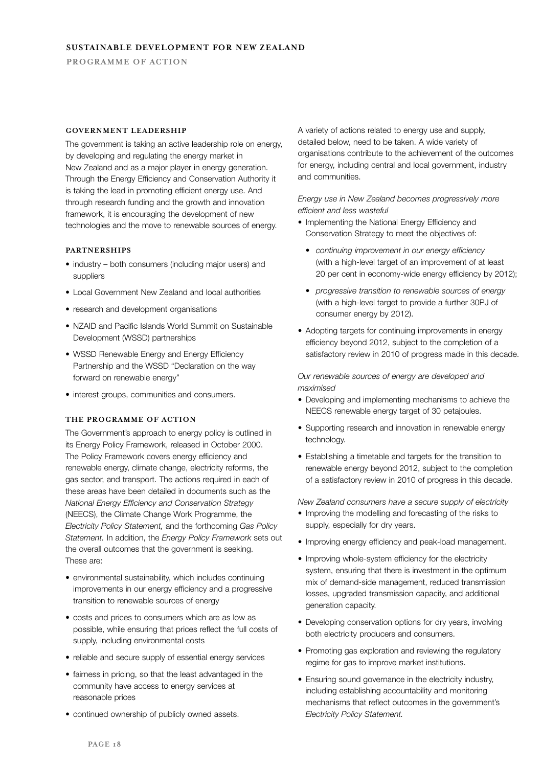### Government leadership

The government is taking an active leadership role on energy, by developing and regulating the energy market in New Zealand and as a major player in energy generation. Through the Energy Efficiency and Conservation Authority it is taking the lead in promoting efficient energy use. And through research funding and the growth and innovation framework, it is encouraging the development of new technologies and the move to renewable sources of energy.

### Partnerships

- industry – both consumers (including major users) and suppliers
- Local Government New Zealand and local authorities
- research and development organisations
- NZAID and Pacific Islands World Summit on Sustainable Development (WSSD) partnerships
- WSSD Renewable Energy and Energy Efficiency Partnership and the WSSD "Declaration on the way forward on renewable energy"
- interest groups, communities and consumers.

### The programme of action

The Government's approach to energy policy is outlined in its Energy Policy Framework, released in October 2000. The Policy Framework covers energy efficiency and renewable energy, climate change, electricity reforms, the gas sector, and transport. The actions required in each of these areas have been detailed in documents such as the *National Energy Efficiency and Conservation Strategy* (NEECS), the Climate Change Work Programme, the *Electricity Policy Statement,* and the forthcoming *Gas Policy Statement.* In addition, the *Energy Policy Framework* sets out the overall outcomes that the government is seeking. These are:

- environmental sustainability, which includes continuing improvements in our energy efficiency and a progressive transition to renewable sources of energy
- costs and prices to consumers which are as low as possible, while ensuring that prices reflect the full costs of supply, including environmental costs
- reliable and secure supply of essential energy services
- fairness in pricing, so that the least advantaged in the community have access to energy services at reasonable prices
- continued ownership of publicly owned assets.

A variety of actions related to energy use and supply, detailed below, need to be taken. A wide variety of organisations contribute to the achievement of the outcomes for energy, including central and local government, industry and communities.

*Energy use in New Zealand becomes progressively more efficient and less wasteful*

- Implementing the National Energy Efficiency and Conservation Strategy to meet the objectives of:
  - *continuing improvement in our energy efficiency* (with a high-level target of an improvement of at least 20 per cent in economy-wide energy efficiency by 2012);
  - *progressive transition to renewable sources of energy* (with a high-level target to provide a further 30PJ of consumer energy by 2012).
- Adopting targets for continuing improvements in energy efficiency beyond 2012, subject to the completion of a satisfactory review in 2010 of progress made in this decade.

*Our renewable sources of energy are developed and maximised*

- Developing and implementing mechanisms to achieve the NEECS renewable energy target of 30 petajoules.
- Supporting research and innovation in renewable energy technology.
- Establishing a timetable and targets for the transition to renewable energy beyond 2012, subject to the completion of a satisfactory review in 2010 of progress in this decade.

*New Zealand consumers have a secure supply of electricity*

- Improving the modelling and forecasting of the risks to supply, especially for dry years.
- Improving energy efficiency and peak-load management.
- Improving whole-system efficiency for the electricity system, ensuring that there is investment in the optimum mix of demand-side management, reduced transmission losses, upgraded transmission capacity, and additional generation capacity.
- Developing conservation options for dry years, involving both electricity producers and consumers.
- Promoting gas exploration and reviewing the regulatory regime for gas to improve market institutions.
- Ensuring sound governance in the electricity industry, including establishing accountability and monitoring mechanisms that reflect outcomes in the government's *Electricity Policy Statement.*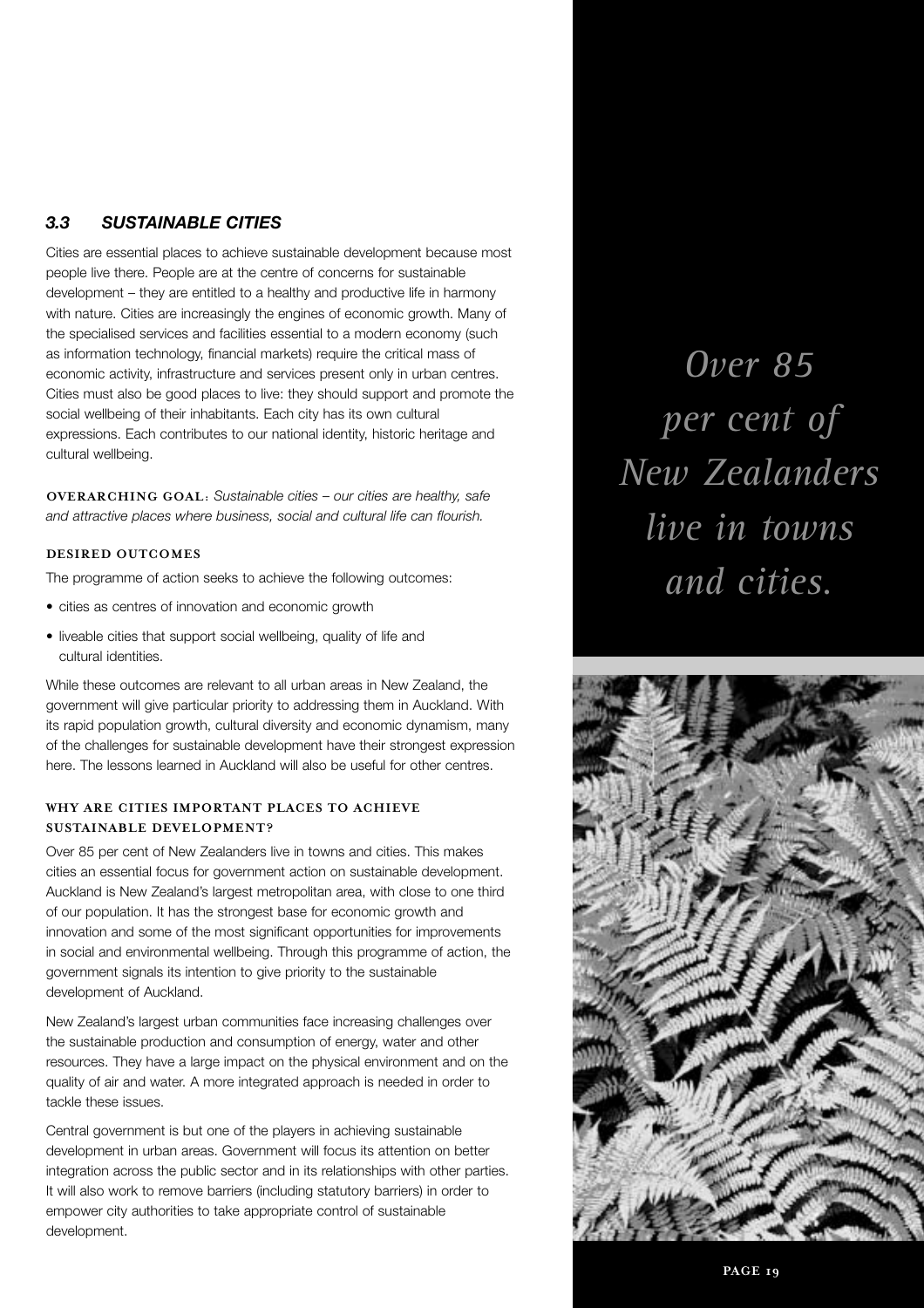## 3.3 SUSTAINABLE CITIES

Cities are essential places to achieve sustainable development because most people live there. People are at the centre of concerns for sustainable development – they are entitled to a healthy and productive life in harmony with nature. Cities are increasingly the engines of economic growth. Many of the specialised services and facilities essential to a modern economy (such as information technology, financial markets) require the critical mass of economic activity, infrastructure and services present only in urban centres. Cities must also be good places to live: they should support and promote the social wellbeing of their inhabitants. Each city has its own cultural expressions. Each contributes to our national identity, historic heritage and cultural wellbeing.

**OVERARCHING GOAL**: *Sustainable cities – our cities are healthy, safe and attractive places where business, social and cultural life can flourish.*

### DESIRED OUTCOMES

The programme of action seeks to achieve the following outcomes:

- cities as centres of innovation and economic growth
- liveable cities that support social wellbeing, quality of life and cultural identities.

While these outcomes are relevant to all urban areas in New Zealand, the government will give particular priority to addressing them in Auckland. With its rapid population growth, cultural diversity and economic dynamism, many of the challenges for sustainable development have their strongest expression here. The lessons learned in Auckland will also be useful for other centres.

### WHY ARE CITIES IMPORTANT PLACES TO ACHIEVE SUSTAINABLE DEVELOPMENT?

Over 85 per cent of New Zealanders live in towns and cities. This makes cities an essential focus for government action on sustainable development. Auckland is New Zealand's largest metropolitan area, with close to one third of our population. It has the strongest base for economic growth and innovation and some of the most significant opportunities for improvements in social and environmental wellbeing. Through this programme of action, the government signals its intention to give priority to the sustainable development of Auckland.

New Zealand's largest urban communities face increasing challenges over the sustainable production and consumption of energy, water and other resources. They have a large impact on the physical environment and on the quality of air and water. A more integrated approach is needed in order to tackle these issues.

Central government is but one of the players in achieving sustainable development in urban areas. Government will focus its attention on better integration across the public sector and in its relationships with other parties. It will also work to remove barriers (including statutory barriers) in order to empower city authorities to take appropriate control of sustainable development.

*Over 85 per cent of New Zealanders live in towns and cities.*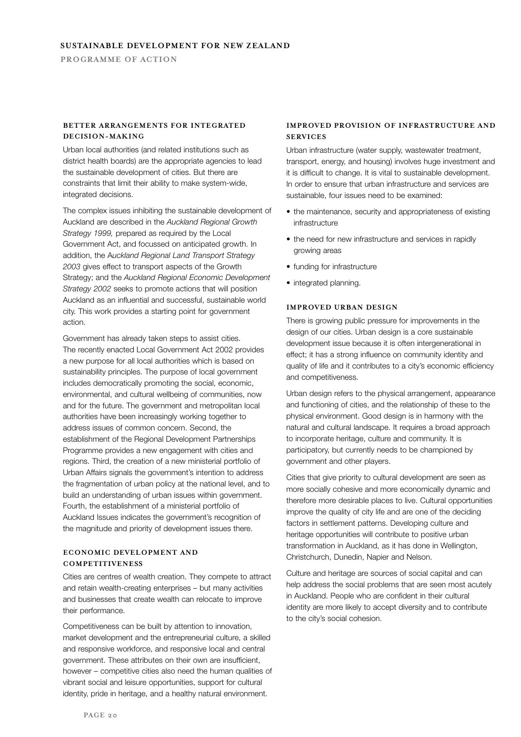### Better arrangements for integrated decision-making

Urban local authorities (and related institutions such as district health boards) are the appropriate agencies to lead the sustainable development of cities. But there are constraints that limit their ability to make system-wide, integrated decisions.

The complex issues inhibiting the sustainable development of Auckland are described in the *Auckland Regional Growth Strategy 1999,* prepared as required by the Local Government Act, and focussed on anticipated growth. In addition, the *Auckland Regional Land Transport Strategy 2003* gives effect to transport aspects of the Growth Strategy; and the *Auckland Regional Economic Development Strategy 2002* seeks to promote actions that will position Auckland as an influential and successful, sustainable world city. This work provides a starting point for government action.

Government has already taken steps to assist cities. The recently enacted Local Government Act 2002 provides a new purpose for all local authorities which is based on sustainability principles. The purpose of local government includes democratically promoting the social, economic, environmental, and cultural wellbeing of communities, now and for the future. The government and metropolitan local authorities have been increasingly working together to address issues of common concern. Second, the establishment of the Regional Development Partnerships Programme provides a new engagement with cities and regions. Third, the creation of a new ministerial portfolio of Urban Affairs signals the government's intention to address the fragmentation of urban policy at the national level, and to build an understanding of urban issues within government. Fourth, the establishment of a ministerial portfolio of Auckland Issues indicates the government's recognition of the magnitude and priority of development issues there.

### Economic development and competitiveness

Cities are centres of wealth creation. They compete to attract and retain wealth-creating enterprises – but many activities and businesses that create wealth can relocate to improve their performance.

Competitiveness can be built by attention to innovation, market development and the entrepreneurial culture, a skilled and responsive workforce, and responsive local and central government. These attributes on their own are insufficient, however – competitive cities also need the human qualities of vibrant social and leisure opportunities, support for cultural identity, pride in heritage, and a healthy natural environment.

### Improved provision of infrastructure and services

Urban infrastructure (water supply, wastewater treatment, transport, energy, and housing) involves huge investment and it is difficult to change. It is vital to sustainable development. In order to ensure that urban infrastructure and services are sustainable, four issues need to be examined:

- the maintenance, security and appropriateness of existing infrastructure
- the need for new infrastructure and services in rapidly growing areas
- funding for infrastructure
- integrated planning.

### Improved urban design

There is growing public pressure for improvements in the design of our cities. Urban design is a core sustainable development issue because it is often intergenerational in effect; it has a strong influence on community identity and quality of life and it contributes to a city's economic efficiency and competitiveness.

Urban design refers to the physical arrangement, appearance and functioning of cities, and the relationship of these to the physical environment. Good design is in harmony with the natural and cultural landscape. It requires a broad approach to incorporate heritage, culture and community. It is participatory, but currently needs to be championed by government and other players.

Cities that give priority to cultural development are seen as more socially cohesive and more economically dynamic and therefore more desirable places to live. Cultural opportunities improve the quality of city life and are one of the deciding factors in settlement patterns. Developing culture and heritage opportunities will contribute to positive urban transformation in Auckland, as it has done in Wellington, Christchurch, Dunedin, Napier and Nelson.

Culture and heritage are sources of social capital and can help address the social problems that are seen most acutely in Auckland. People who are confident in their cultural identity are more likely to accept diversity and to contribute to the city's social cohesion.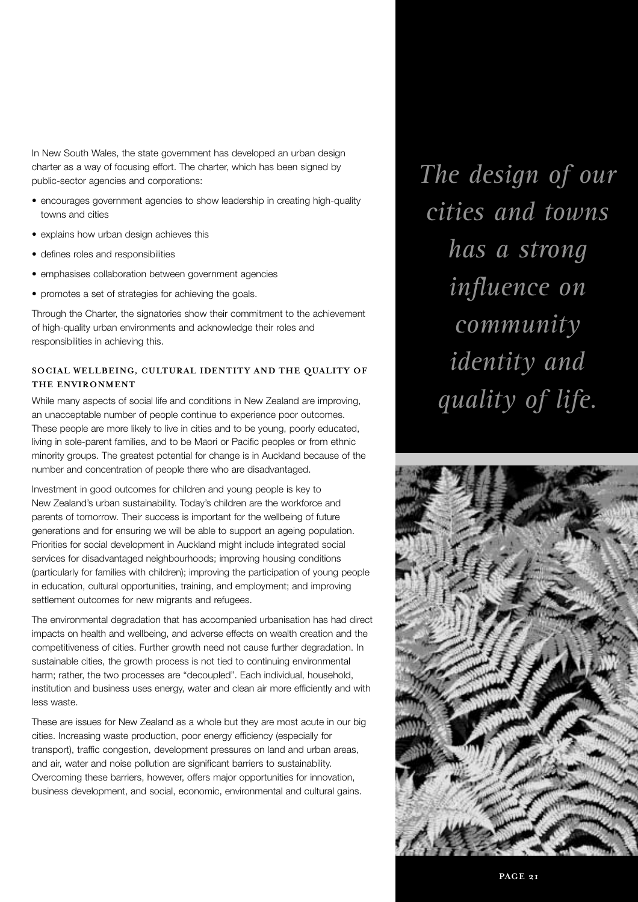In New South Wales, the state government has developed an urban design charter as a way of focusing effort. The charter, which has been signed by public-sector agencies and corporations:

- encourages government agencies to show leadership in creating high-quality towns and cities
- explains how urban design achieves this
- defines roles and responsibilities
- emphasises collaboration between government agencies
- promotes a set of strategies for achieving the goals.

Through the Charter, the signatories show their commitment to the achievement of high-quality urban environments and acknowledge their roles and responsibilities in achieving this.

### SOCIAL WELLBEING, CULTURAL IDENTITY AND THE QUALITY OF THE ENVIRONMENT

While many aspects of social life and conditions in New Zealand are improving, an unacceptable number of people continue to experience poor outcomes. These people are more likely to live in cities and to be young, poorly educated, living in sole-parent families, and to be Maori or Pacific peoples or from ethnic minority groups. The greatest potential for change is in Auckland because of the number and concentration of people there who are disadvantaged.

Investment in good outcomes for children and young people is key to New Zealand's urban sustainability. Today's children are the workforce and parents of tomorrow. Their success is important for the wellbeing of future generations and for ensuring we will be able to support an ageing population. Priorities for social development in Auckland might include integrated social services for disadvantaged neighbourhoods; improving housing conditions (particularly for families with children); improving the participation of young people in education, cultural opportunities, training, and employment; and improving settlement outcomes for new migrants and refugees.

The environmental degradation that has accompanied urbanisation has had direct impacts on health and wellbeing, and adverse effects on wealth creation and the competitiveness of cities. Further growth need not cause further degradation. In sustainable cities, the growth process is not tied to continuing environmental harm; rather, the two processes are "decoupled". Each individual, household, institution and business uses energy, water and clean air more efficiently and with less waste.

These are issues for New Zealand as a whole but they are most acute in our big cities. Increasing waste production, poor energy efficiency (especially for transport), traffic congestion, development pressures on land and urban areas, and air, water and noise pollution are significant barriers to sustainability. Overcoming these barriers, however, offers major opportunities for innovation, business development, and social, economic, environmental and cultural gains.

*The design of our cities and towns has a strong influence on community identity and quality of life.*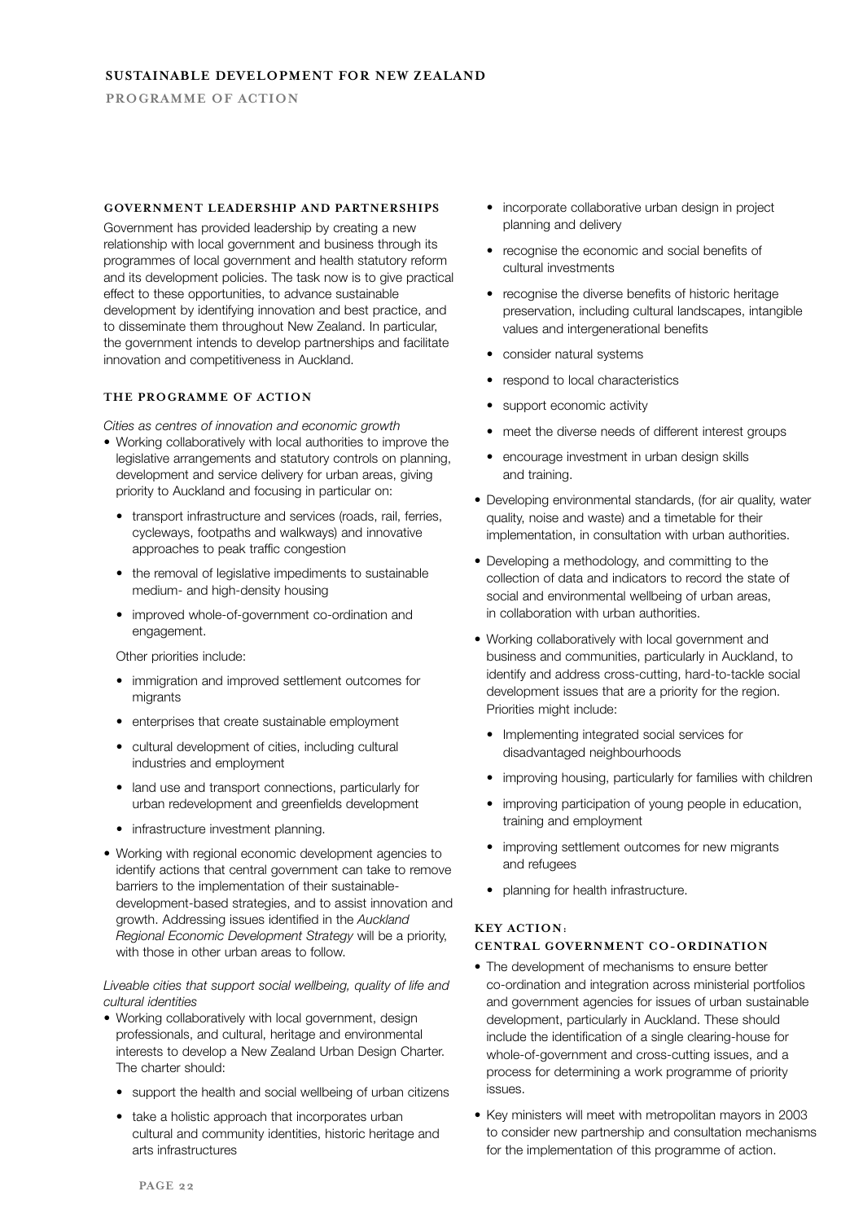## GOVERNMENT LEADERSHIP AND PARTNERSHIPS

Government has provided leadership by creating a new relationship with local government and business through its programmes of local government and health statutory reform and its development policies. The task now is to give practical effect to these opportunities, to advance sustainable development by identifying innovation and best practice, and to disseminate them throughout New Zealand. In particular, the government intends to develop partnerships and facilitate innovation and competitiveness in Auckland.

## THE PROGRAMME OF ACTION

*Cities as centres of innovation and economic growth*

- Working collaboratively with local authorities to improve the legislative arrangements and statutory controls on planning, development and service delivery for urban areas, giving priority to Auckland and focusing in particular on:
  - transport infrastructure and services (roads, rail, ferries, cycleways, footpaths and walkways) and innovative approaches to peak traffic congestion
  - the removal of legislative impediments to sustainable medium- and high-density housing
  - improved whole-of-government co-ordination and engagement.

  Other priorities include:

  - immigration and improved settlement outcomes for migrants
  - enterprises that create sustainable employment
  - cultural development of cities, including cultural industries and employment
  - land use and transport connections, particularly for urban redevelopment and greenfields development
  - infrastructure investment planning.
- Working with regional economic development agencies to identify actions that central government can take to remove barriers to the implementation of their sustainable-development-based strategies, and to assist innovation and growth. Addressing issues identified in the *Auckland Regional Economic Development Strategy* will be a priority, with those in other urban areas to follow.

*Liveable cities that support social wellbeing, quality of life and cultural identities*

- Working collaboratively with local government, design professionals, and cultural, heritage and environmental interests to develop a New Zealand Urban Design Charter. The charter should:
  - support the health and social wellbeing of urban citizens
  - take a holistic approach that incorporates urban cultural and community identities, historic heritage and arts infrastructures
  - incorporate collaborative urban design in project planning and delivery
  - recognise the economic and social benefits of cultural investments
  - recognise the diverse benefits of historic heritage preservation, including cultural landscapes, intangible values and intergenerational benefits
  - consider natural systems
  - respond to local characteristics
  - support economic activity
  - meet the diverse needs of different interest groups
  - encourage investment in urban design skills and training.
- Developing environmental standards, (for air quality, water quality, noise and waste) and a timetable for their implementation, in consultation with urban authorities.
- Developing a methodology, and committing to the collection of data and indicators to record the state of social and environmental wellbeing of urban areas, in collaboration with urban authorities.
- Working collaboratively with local government and business and communities, particularly in Auckland, to identify and address cross-cutting, hard-to-tackle social development issues that are a priority for the region. Priorities might include:
  - Implementing integrated social services for disadvantaged neighbourhoods
  - improving housing, particularly for families with children
  - improving participation of young people in education, training and employment
  - improving settlement outcomes for new migrants and refugees
  - planning for health infrastructure.

## KEY ACTION: CENTRAL GOVERNMENT CO-ORDINATION

- The development of mechanisms to ensure better co-ordination and integration across ministerial portfolios and government agencies for issues of urban sustainable development, particularly in Auckland. These should include the identification of a single clearing-house for whole-of-government and cross-cutting issues, and a process for determining a work programme of priority issues.
- Key ministers will meet with metropolitan mayors in 2003 to consider new partnership and consultation mechanisms for the implementation of this programme of action.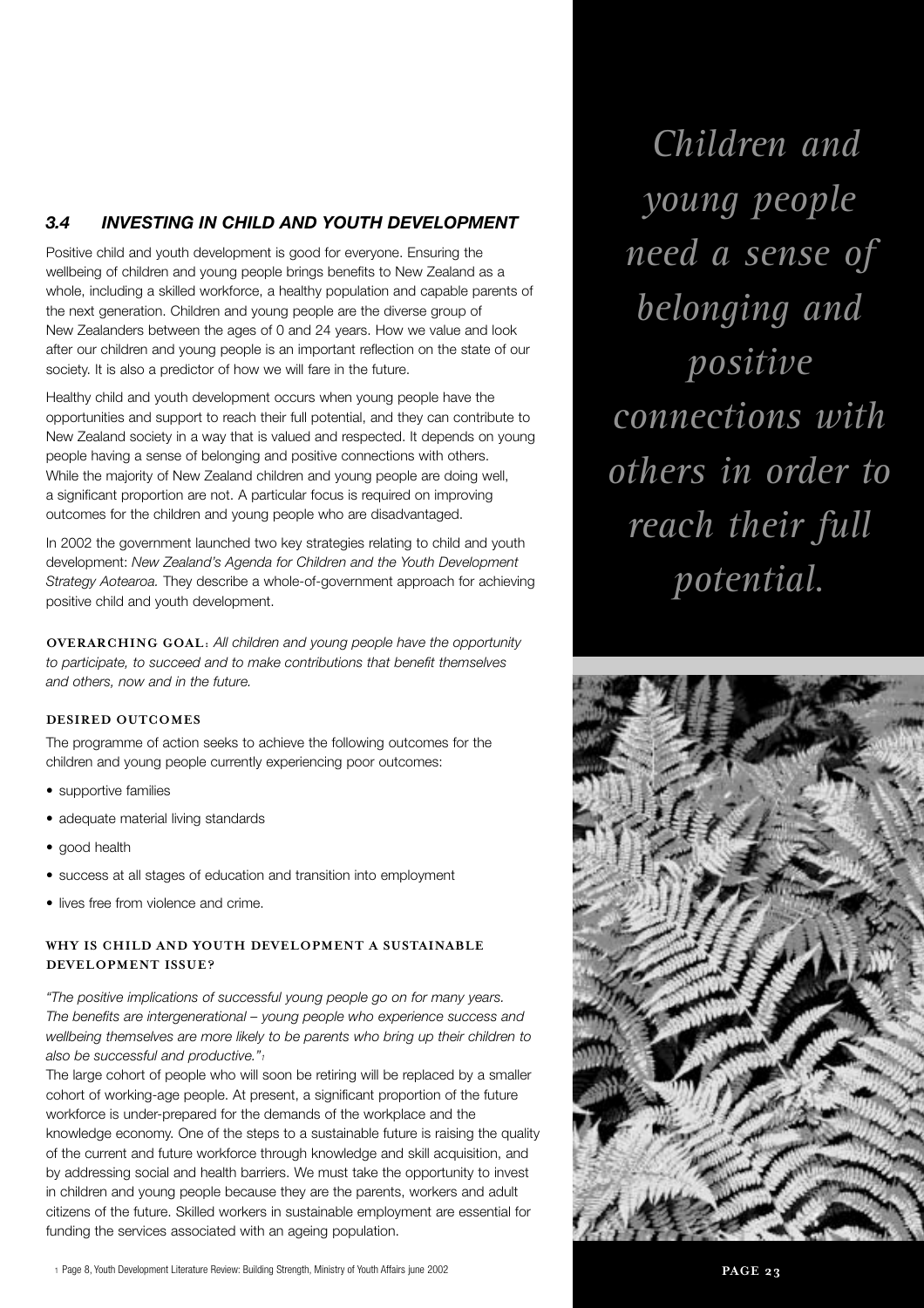## *3.4 INVESTING IN CHILD AND YOUTH DEVELOPMENT*

Positive child and youth development is good for everyone. Ensuring the wellbeing of children and young people brings benefits to New Zealand as a whole, including a skilled workforce, a healthy population and capable parents of the next generation. Children and young people are the diverse group of New Zealanders between the ages of 0 and 24 years. How we value and look after our children and young people is an important reflection on the state of our society. It is also a predictor of how we will fare in the future.

Healthy child and youth development occurs when young people have the opportunities and support to reach their full potential, and they can contribute to New Zealand society in a way that is valued and respected. It depends on young people having a sense of belonging and positive connections with others. While the majority of New Zealand children and young people are doing well, a significant proportion are not. A particular focus is required on improving outcomes for the children and young people who are disadvantaged.

In 2002 the government launched two key strategies relating to child and youth development: *New Zealand's Agenda for Children and the Youth Development Strategy Aotearoa.* They describe a whole-of-government approach for achieving positive child and youth development.

*Children and young people need a sense of belonging and positive connections with others in order to reach their full potential.*

**OVERARCHING GOAL**: *All children and young people have the opportunity to participate, to succeed and to make contributions that benefit themselves and others, now and in the future.*

**DESIRED OUTCOMES**

The programme of action seeks to achieve the following outcomes for the children and young people currently experiencing poor outcomes:

- supportive families
- adequate material living standards
- good health
- success at all stages of education and transition into employment
- lives free from violence and crime.

**WHY IS CHILD AND YOUTH DEVELOPMENT A SUSTAINABLE DEVELOPMENT ISSUE?**

*"The positive implications of successful young people go on for many years. The benefits are intergenerational – young people who experience success and wellbeing themselves are more likely to be parents who bring up their children to also be successful and productive."*[1]

The large cohort of people who will soon be retiring will be replaced by a smaller cohort of working-age people. At present, a significant proportion of the future workforce is under-prepared for the demands of the workplace and the knowledge economy. One of the steps to a sustainable future is raising the quality of the current and future workforce through knowledge and skill acquisition, and by addressing social and health barriers. We must take the opportunity to invest in children and young people because they are the parents, workers and adult citizens of the future. Skilled workers in sustainable employment are essential for funding the services associated with an ageing population.

[1] Page 8, Youth Development Literature Review: Building Strength, Ministry of Youth Affairs june 2002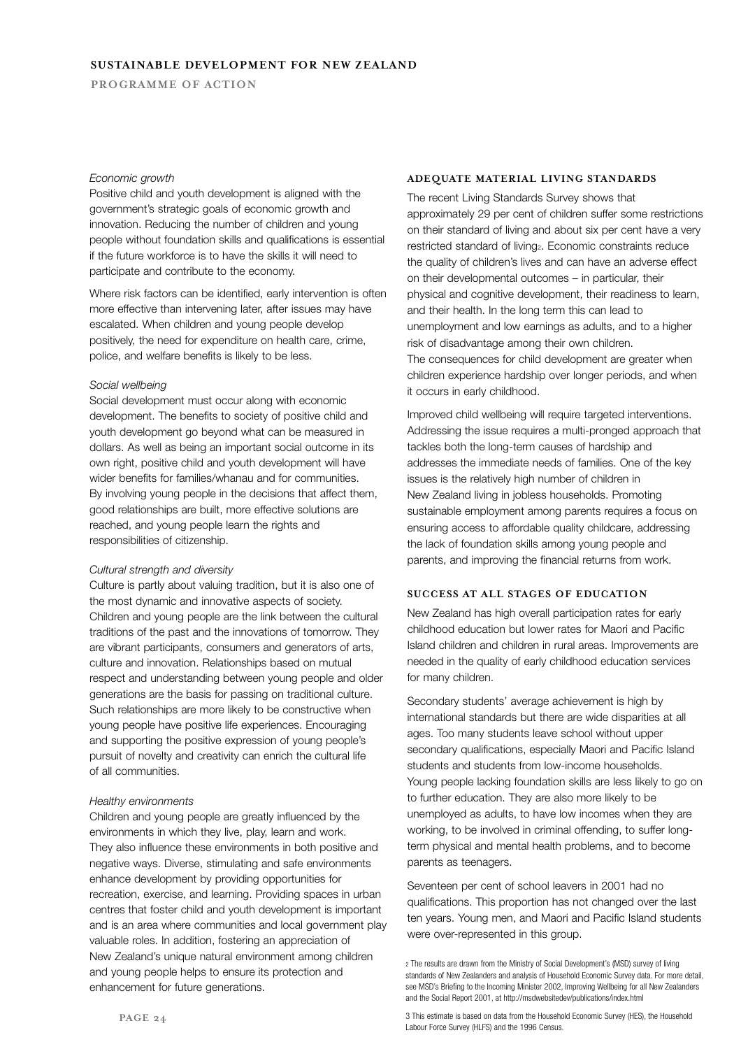*Economic growth*

Positive child and youth development is aligned with the government's strategic goals of economic growth and innovation. Reducing the number of children and young people without foundation skills and qualifications is essential if the future workforce is to have the skills it will need to participate and contribute to the economy.

Where risk factors can be identified, early intervention is often more effective than intervening later, after issues may have escalated. When children and young people develop positively, the need for expenditure on health care, crime, police, and welfare benefits is likely to be less.

*Social wellbeing*

Social development must occur along with economic development. The benefits to society of positive child and youth development go beyond what can be measured in dollars. As well as being an important social outcome in its own right, positive child and youth development will have wider benefits for families/whanau and for communities. By involving young people in the decisions that affect them, good relationships are built, more effective solutions are reached, and young people learn the rights and responsibilities of citizenship.

*Cultural strength and diversity*

Culture is partly about valuing tradition, but it is also one of the most dynamic and innovative aspects of society. Children and young people are the link between the cultural traditions of the past and the innovations of tomorrow. They are vibrant participants, consumers and generators of arts, culture and innovation. Relationships based on mutual respect and understanding between young people and older generations are the basis for passing on traditional culture. Such relationships are more likely to be constructive when young people have positive life experiences. Encouraging and supporting the positive expression of young people's pursuit of novelty and creativity can enrich the cultural life of all communities.

*Healthy environments*

Children and young people are greatly influenced by the environments in which they live, play, learn and work. They also influence these environments in both positive and negative ways. Diverse, stimulating and safe environments enhance development by providing opportunities for recreation, exercise, and learning. Providing spaces in urban centres that foster child and youth development is important and is an area where communities and local government play valuable roles. In addition, fostering an appreciation of New Zealand's unique natural environment among children and young people helps to ensure its protection and enhancement for future generations.

### ADEQUATE MATERIAL LIVING STANDARDS

The recent Living Standards Survey shows that approximately 29 per cent of children suffer some restrictions on their standard of living and about six per cent have a very restricted standard of living[2]. Economic constraints reduce the quality of children's lives and can have an adverse effect on their developmental outcomes – in particular, their physical and cognitive development, their readiness to learn, and their health. In the long term this can lead to unemployment and low earnings as adults, and to a higher risk of disadvantage among their own children.
The consequences for child development are greater when children experience hardship over longer periods, and when it occurs in early childhood.

Improved child wellbeing will require targeted interventions. Addressing the issue requires a multi-pronged approach that tackles both the long-term causes of hardship and addresses the immediate needs of families. One of the key issues is the relatively high number of children in New Zealand living in jobless households. Promoting sustainable employment among parents requires a focus on ensuring access to affordable quality childcare, addressing the lack of foundation skills among young people and parents, and improving the financial returns from work.

### SUCCESS AT ALL STAGES OF EDUCATION

New Zealand has high overall participation rates for early childhood education but lower rates for Maori and Pacific Island children and children in rural areas. Improvements are needed in the quality of early childhood education services for many children.

Secondary students' average achievement is high by international standards but there are wide disparities at all ages. Too many students leave school without upper secondary qualifications, especially Maori and Pacific Island students and students from low-income households.
Young people lacking foundation skills are less likely to go on to further education. They are also more likely to be unemployed as adults, to have low incomes when they are working, to be involved in criminal offending, to suffer long-term physical and mental health problems, and to become parents as teenagers.

Seventeen per cent of school leavers in 2001 had no qualifications. This proportion has not changed over the last ten years. Young men, and Maori and Pacific Island students were over-represented in this group.

[2] The results are drawn from the Ministry of Social Development's (MSD) survey of living standards of New Zealanders and analysis of Household Economic Survey data. For more detail, see MSD's Briefing to the Incoming Minister 2002, Improving Wellbeing for all New Zealanders and the Social Report 2001, at http://msdwebsitedev/publications/index.html

3 This estimate is based on data from the Household Economic Survey (HES), the Household Labour Force Survey (HLFS) and the 1996 Census.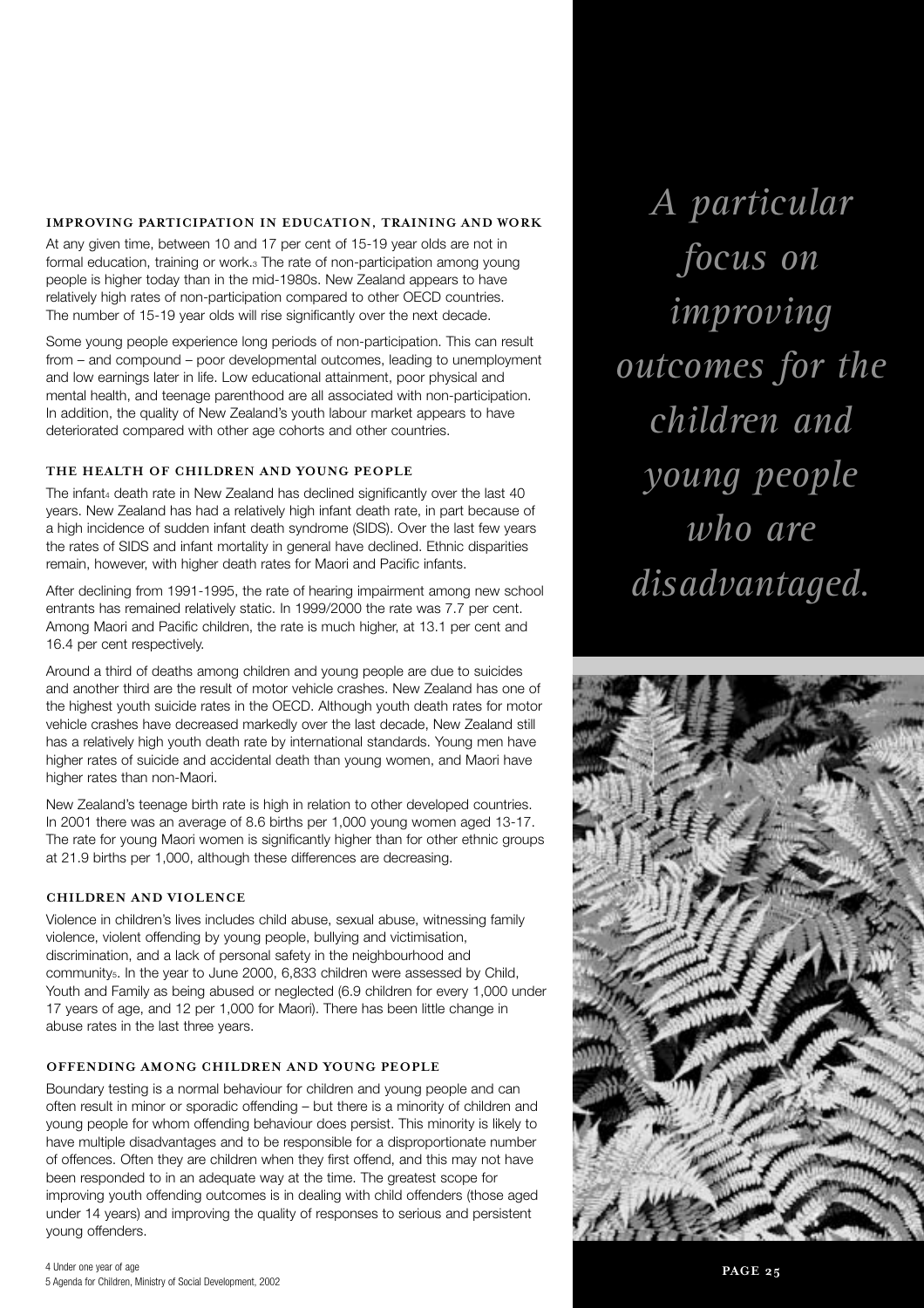### IMPROVING PARTICIPATION IN EDUCATION, TRAINING AND WORK

At any given time, between 10 and 17 per cent of 15-19 year olds are not in formal education, training or work.[3] The rate of non-participation among young people is higher today than in the mid-1980s. New Zealand appears to have relatively high rates of non-participation compared to other OECD countries. The number of 15-19 year olds will rise significantly over the next decade.

Some young people experience long periods of non-participation. This can result from – and compound – poor developmental outcomes, leading to unemployment and low earnings later in life. Low educational attainment, poor physical and mental health, and teenage parenthood are all associated with non-participation. In addition, the quality of New Zealand's youth labour market appears to have deteriorated compared with other age cohorts and other countries.

### THE HEALTH OF CHILDREN AND YOUNG PEOPLE

The infant[4] death rate in New Zealand has declined significantly over the last 40 years. New Zealand has had a relatively high infant death rate, in part because of a high incidence of sudden infant death syndrome (SIDS). Over the last few years the rates of SIDS and infant mortality in general have declined. Ethnic disparities remain, however, with higher death rates for Maori and Pacific infants.

After declining from 1991-1995, the rate of hearing impairment among new school entrants has remained relatively static. In 1999/2000 the rate was 7.7 per cent. Among Maori and Pacific children, the rate is much higher, at 13.1 per cent and 16.4 per cent respectively.

Around a third of deaths among children and young people are due to suicides and another third are the result of motor vehicle crashes. New Zealand has one of the highest youth suicide rates in the OECD. Although youth death rates for motor vehicle crashes have decreased markedly over the last decade, New Zealand still has a relatively high youth death rate by international standards. Young men have higher rates of suicide and accidental death than young women, and Maori have higher rates than non-Maori.

New Zealand's teenage birth rate is high in relation to other developed countries. In 2001 there was an average of 8.6 births per 1,000 young women aged 13-17. The rate for young Maori women is significantly higher than for other ethnic groups at 21.9 births per 1,000, although these differences are decreasing.

### CHILDREN AND VIOLENCE

Violence in children's lives includes child abuse, sexual abuse, witnessing family violence, violent offending by young people, bullying and victimisation, discrimination, and a lack of personal safety in the neighbourhood and community[5]. In the year to June 2000, 6,833 children were assessed by Child, Youth and Family as being abused or neglected (6.9 children for every 1,000 under 17 years of age, and 12 per 1,000 for Maori). There has been little change in abuse rates in the last three years.

### OFFENDING AMONG CHILDREN AND YOUNG PEOPLE

Boundary testing is a normal behaviour for children and young people and can often result in minor or sporadic offending – but there is a minority of children and young people for whom offending behaviour does persist. This minority is likely to have multiple disadvantages and to be responsible for a disproportionate number of offences. Often they are children when they first offend, and this may not have been responded to in an adequate way at the time. The greatest scope for improving youth offending outcomes is in dealing with child offenders (those aged under 14 years) and improving the quality of responses to serious and persistent young offenders.

*A particular focus on improving outcomes for the children and young people who are disadvantaged.*

4 Under one year of age
5 Agenda for Children, Ministry of Social Development, 2002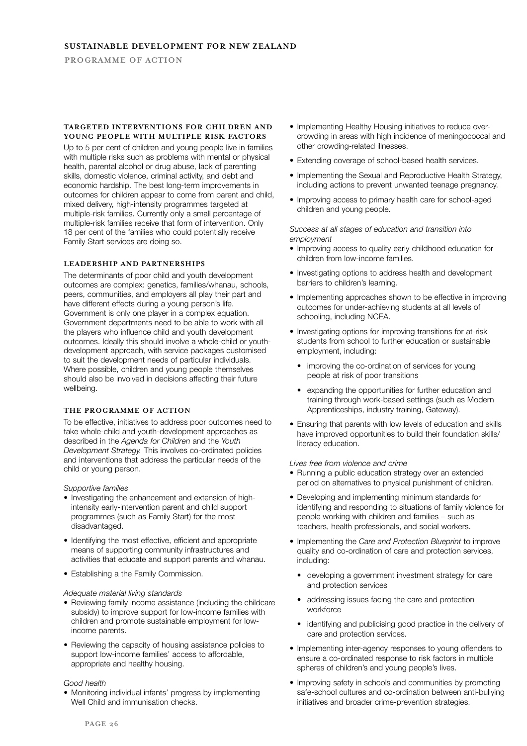### TARGETED INTERVENTIONS FOR CHILDREN AND YOUNG PEOPLE WITH MULTIPLE RISK FACTORS

Up to 5 per cent of children and young people live in families with multiple risks such as problems with mental or physical health, parental alcohol or drug abuse, lack of parenting skills, domestic violence, criminal activity, and debt and economic hardship. The best long-term improvements in outcomes for children appear to come from parent and child, mixed delivery, high-intensity programmes targeted at multiple-risk families. Currently only a small percentage of multiple-risk families receive that form of intervention. Only 18 per cent of the families who could potentially receive Family Start services are doing so.

### LEADERSHIP AND PARTNERSHIPS

The determinants of poor child and youth development outcomes are complex: genetics, families/whanau, schools, peers, communities, and employers all play their part and have different effects during a young person's life. Government is only one player in a complex equation. Government departments need to be able to work with all the players who influence child and youth development outcomes. Ideally this should involve a whole-child or youth-development approach, with service packages customised to suit the development needs of particular individuals. Where possible, children and young people themselves should also be involved in decisions affecting their future wellbeing.

### THE PROGRAMME OF ACTION

To be effective, initiatives to address poor outcomes need to take whole-child and youth-development approaches as described in the *Agenda for Children* and the *Youth Development Strategy.* This involves co-ordinated policies and interventions that address the particular needs of the child or young person.

*Supportive families*

- Investigating the enhancement and extension of high-intensity early-intervention parent and child support programmes (such as Family Start) for the most disadvantaged.
- Identifying the most effective, efficient and appropriate means of supporting community infrastructures and activities that educate and support parents and whanau.
- Establishing a the Family Commission.

*Adequate material living standards*

- Reviewing family income assistance (including the childcare subsidy) to improve support for low-income families with children and promote sustainable employment for low-income parents.
- Reviewing the capacity of housing assistance policies to support low-income families' access to affordable, appropriate and healthy housing.

*Good health*

- Monitoring individual infants' progress by implementing Well Child and immunisation checks.
- Implementing Healthy Housing initiatives to reduce over-crowding in areas with high incidence of meningococcal and other crowding-related illnesses.
- Extending coverage of school-based health services.
- Implementing the Sexual and Reproductive Health Strategy, including actions to prevent unwanted teenage pregnancy.
- Improving access to primary health care for school-aged children and young people.

*Success at all stages of education and transition into employment*

- Improving access to quality early childhood education for children from low-income families.
- Investigating options to address health and development barriers to children's learning.
- Implementing approaches shown to be effective in improving outcomes for under-achieving students at all levels of schooling, including NCEA.
- Investigating options for improving transitions for at-risk students from school to further education or sustainable employment, including:
  - improving the co-ordination of services for young people at risk of poor transitions
  - expanding the opportunities for further education and training through work-based settings (such as Modern Apprenticeships, industry training, Gateway).
- Ensuring that parents with low levels of education and skills have improved opportunities to build their foundation skills/ literacy education.

*Lives free from violence and crime*

- Running a public education strategy over an extended period on alternatives to physical punishment of children.
- Developing and implementing minimum standards for identifying and responding to situations of family violence for people working with children and families – such as teachers, health professionals, and social workers.
- Implementing the *Care and Protection Blueprint* to improve quality and co-ordination of care and protection services, including:
  - developing a government investment strategy for care and protection services
  - addressing issues facing the care and protection workforce
  - identifying and publicising good practice in the delivery of care and protection services.
- Implementing inter-agency responses to young offenders to ensure a co-ordinated response to risk factors in multiple spheres of children's and young people's lives.
- Improving safety in schools and communities by promoting safe-school cultures and co-ordination between anti-bullying initiatives and broader crime-prevention strategies.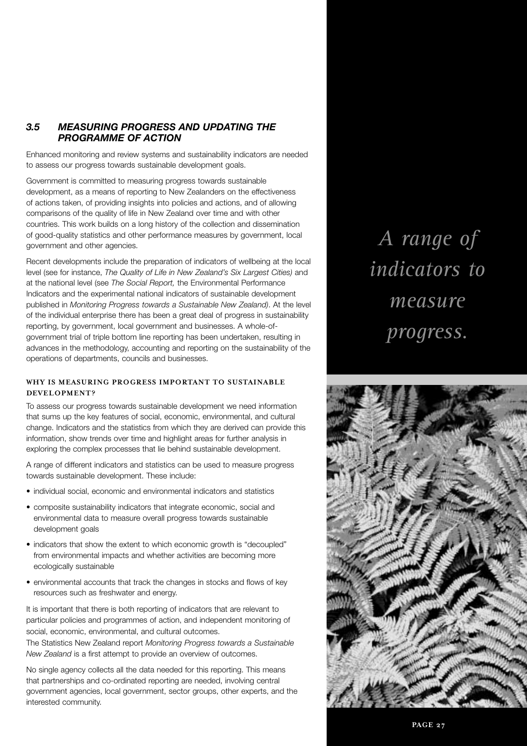### 3.5 MEASURING PROGRESS AND UPDATING THE PROGRAMME OF ACTION

Enhanced monitoring and review systems and sustainability indicators are needed to assess our progress towards sustainable development goals.

Government is committed to measuring progress towards sustainable development, as a means of reporting to New Zealanders on the effectiveness of actions taken, of providing insights into policies and actions, and of allowing comparisons of the quality of life in New Zealand over time and with other countries. This work builds on a long history of the collection and dissemination of good-quality statistics and other performance measures by government, local government and other agencies.

Recent developments include the preparation of indicators of wellbeing at the local level (see for instance, *The Quality of Life in New Zealand's Six Largest Cities)* and at the national level (see *The Social Report,* the Environmental Performance Indicators and the experimental national indicators of sustainable development published in *Monitoring Progress towards a Sustainable New Zealand)*. At the level of the individual enterprise there has been a great deal of progress in sustainability reporting, by government, local government and businesses. A whole-of-government trial of triple bottom line reporting has been undertaken, resulting in advances in the methodology, accounting and reporting on the sustainability of the operations of departments, councils and businesses.

*A range of indicators to measure progress.*

#### WHY IS MEASURING PROGRESS IMPORTANT TO SUSTAINABLE DEVELOPMENT?

To assess our progress towards sustainable development we need information that sums up the key features of social, economic, environmental, and cultural change. Indicators and the statistics from which they are derived can provide this information, show trends over time and highlight areas for further analysis in exploring the complex processes that lie behind sustainable development.

A range of different indicators and statistics can be used to measure progress towards sustainable development. These include:

- individual social, economic and environmental indicators and statistics
- composite sustainability indicators that integrate economic, social and environmental data to measure overall progress towards sustainable development goals
- indicators that show the extent to which economic growth is "decoupled" from environmental impacts and whether activities are becoming more ecologically sustainable
- environmental accounts that track the changes in stocks and flows of key resources such as freshwater and energy.

It is important that there is both reporting of indicators that are relevant to particular policies and programmes of action, and independent monitoring of social, economic, environmental, and cultural outcomes.
The Statistics New Zealand report *Monitoring Progress towards a Sustainable New Zealand* is a first attempt to provide an overview of outcomes.

No single agency collects all the data needed for this reporting. This means that partnerships and co-ordinated reporting are needed, involving central government agencies, local government, sector groups, other experts, and the interested community.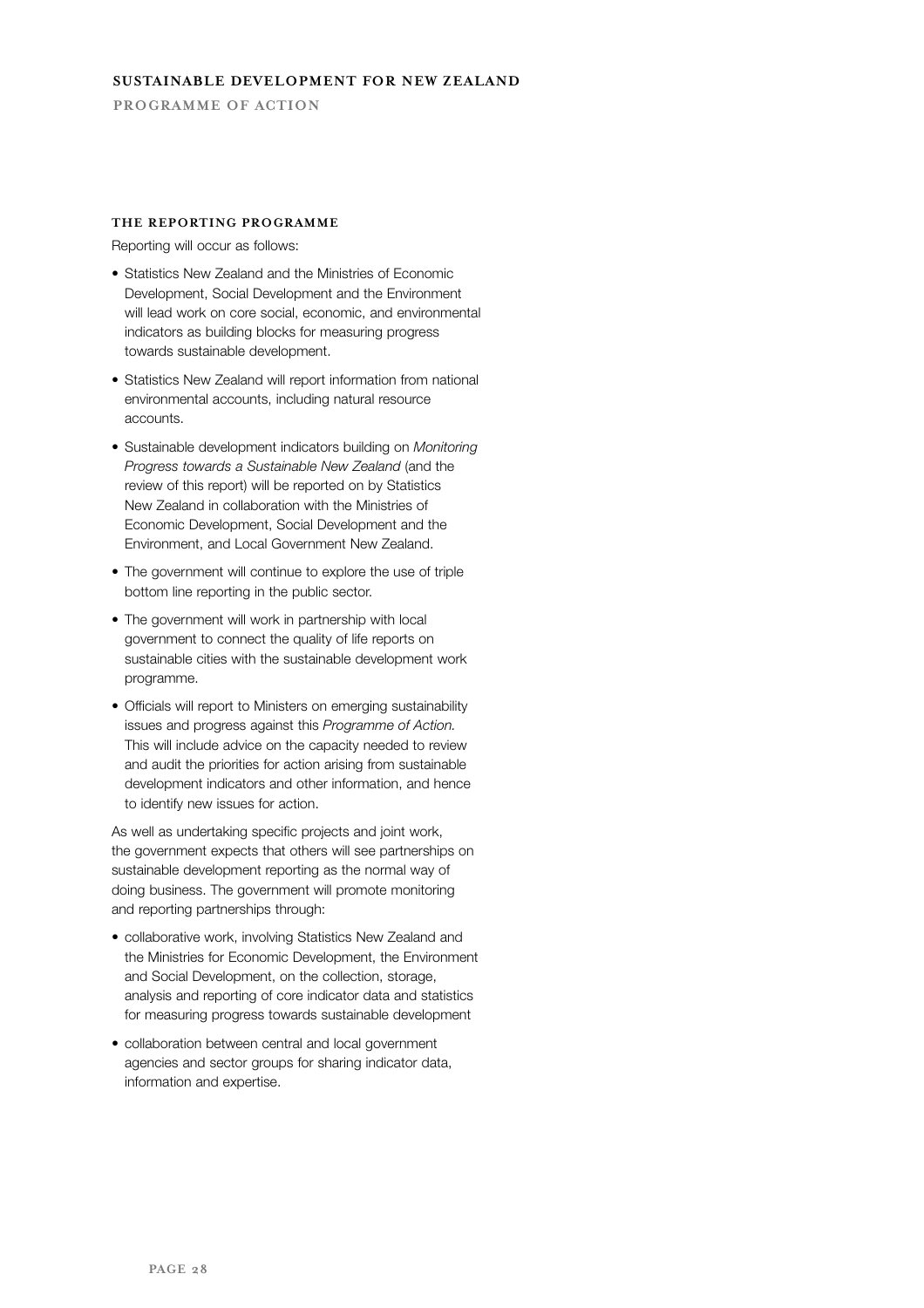### The reporting programme

Reporting will occur as follows:

- Statistics New Zealand and the Ministries of Economic Development, Social Development and the Environment will lead work on core social, economic, and environmental indicators as building blocks for measuring progress towards sustainable development.
- Statistics New Zealand will report information from national environmental accounts, including natural resource accounts.
- Sustainable development indicators building on *Monitoring Progress towards a Sustainable New Zealand* (and the review of this report) will be reported on by Statistics New Zealand in collaboration with the Ministries of Economic Development, Social Development and the Environment, and Local Government New Zealand.
- The government will continue to explore the use of triple bottom line reporting in the public sector.
- The government will work in partnership with local government to connect the quality of life reports on sustainable cities with the sustainable development work programme.
- Officials will report to Ministers on emerging sustainability issues and progress against this *Programme of Action.* This will include advice on the capacity needed to review and audit the priorities for action arising from sustainable development indicators and other information, and hence to identify new issues for action.

As well as undertaking specific projects and joint work, the government expects that others will see partnerships on sustainable development reporting as the normal way of doing business. The government will promote monitoring and reporting partnerships through:

- collaborative work, involving Statistics New Zealand and the Ministries for Economic Development, the Environment and Social Development, on the collection, storage, analysis and reporting of core indicator data and statistics for measuring progress towards sustainable development
- collaboration between central and local government agencies and sector groups for sharing indicator data, information and expertise.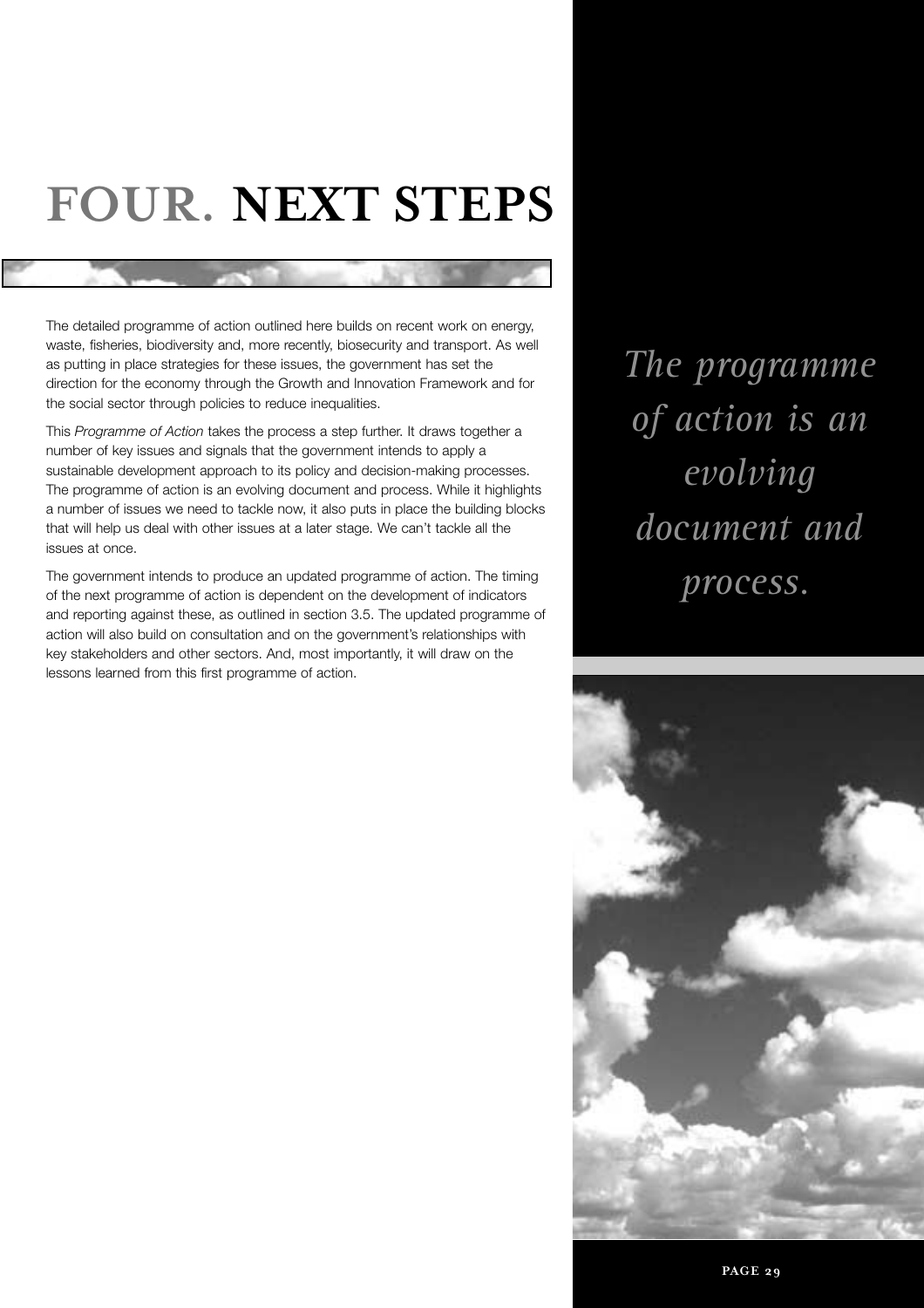# FOUR. NEXT STEPS

The detailed programme of action outlined here builds on recent work on energy, waste, fisheries, biodiversity and, more recently, biosecurity and transport. As well as putting in place strategies for these issues, the government has set the direction for the economy through the Growth and Innovation Framework and for the social sector through policies to reduce inequalities.

This *Programme of Action* takes the process a step further. It draws together a number of key issues and signals that the government intends to apply a sustainable development approach to its policy and decision-making processes. The programme of action is an evolving document and process. While it highlights a number of issues we need to tackle now, it also puts in place the building blocks that will help us deal with other issues at a later stage. We can't tackle all the issues at once.

The government intends to produce an updated programme of action. The timing of the next programme of action is dependent on the development of indicators and reporting against these, as outlined in section 3.5. The updated programme of action will also build on consultation and on the government's relationships with key stakeholders and other sectors. And, most importantly, it will draw on the lessons learned from this first programme of action.

*The programme of action is an evolving document and process.*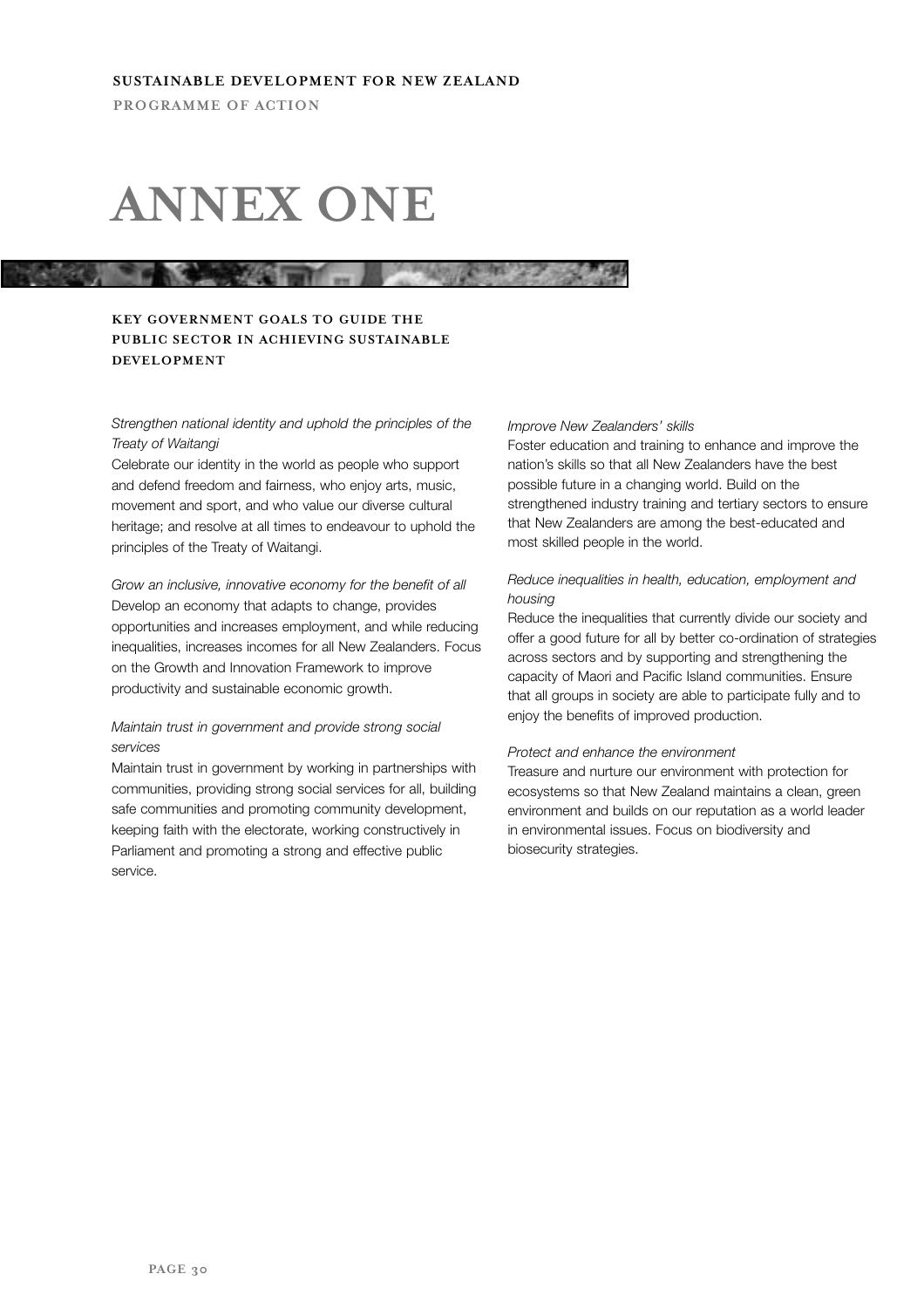# ANNEX ONE

## KEY GOVERNMENT GOALS TO GUIDE THE PUBLIC SECTOR IN ACHIEVING SUSTAINABLE DEVELOPMENT

*Strengthen national identity and uphold the principles of the Treaty of Waitangi*
Celebrate our identity in the world as people who support and defend freedom and fairness, who enjoy arts, music, movement and sport, and who value our diverse cultural heritage; and resolve at all times to endeavour to uphold the principles of the Treaty of Waitangi.

*Grow an inclusive, innovative economy for the benefit of all*
Develop an economy that adapts to change, provides opportunities and increases employment, and while reducing inequalities, increases incomes for all New Zealanders. Focus on the Growth and Innovation Framework to improve productivity and sustainable economic growth.

*Maintain trust in government and provide strong social services*
Maintain trust in government by working in partnerships with communities, providing strong social services for all, building safe communities and promoting community development, keeping faith with the electorate, working constructively in Parliament and promoting a strong and effective public service.

*Improve New Zealanders' skills*
Foster education and training to enhance and improve the nation's skills so that all New Zealanders have the best possible future in a changing world. Build on the strengthened industry training and tertiary sectors to ensure that New Zealanders are among the best-educated and most skilled people in the world.

*Reduce inequalities in health, education, employment and housing*
Reduce the inequalities that currently divide our society and offer a good future for all by better co-ordination of strategies across sectors and by supporting and strengthening the capacity of Maori and Pacific Island communities. Ensure that all groups in society are able to participate fully and to enjoy the benefits of improved production.

*Protect and enhance the environment*
Treasure and nurture our environment with protection for ecosystems so that New Zealand maintains a clean, green environment and builds on our reputation as a world leader in environmental issues. Focus on biodiversity and biosecurity strategies.